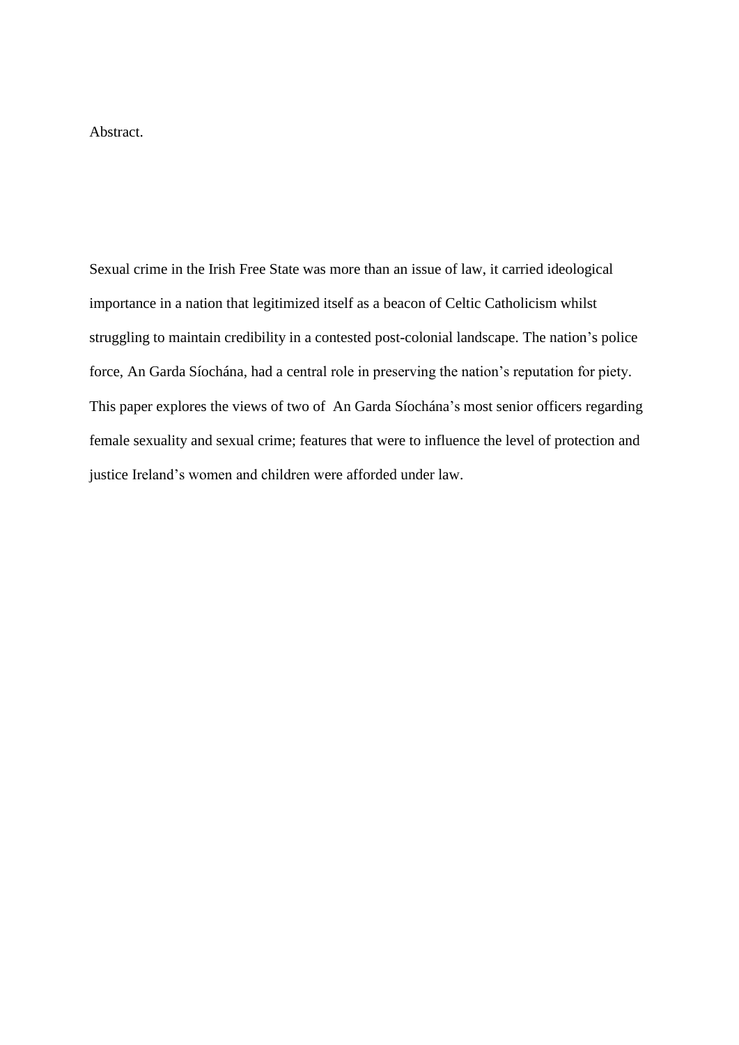Abstract.

Sexual crime in the Irish Free State was more than an issue of law, it carried ideological importance in a nation that legitimized itself as a beacon of Celtic Catholicism whilst struggling to maintain credibility in a contested post-colonial landscape. The nation's police force, An Garda Síochána, had a central role in preserving the nation's reputation for piety. This paper explores the views of two of An Garda Síochána's most senior officers regarding female sexuality and sexual crime; features that were to influence the level of protection and justice Ireland's women and children were afforded under law.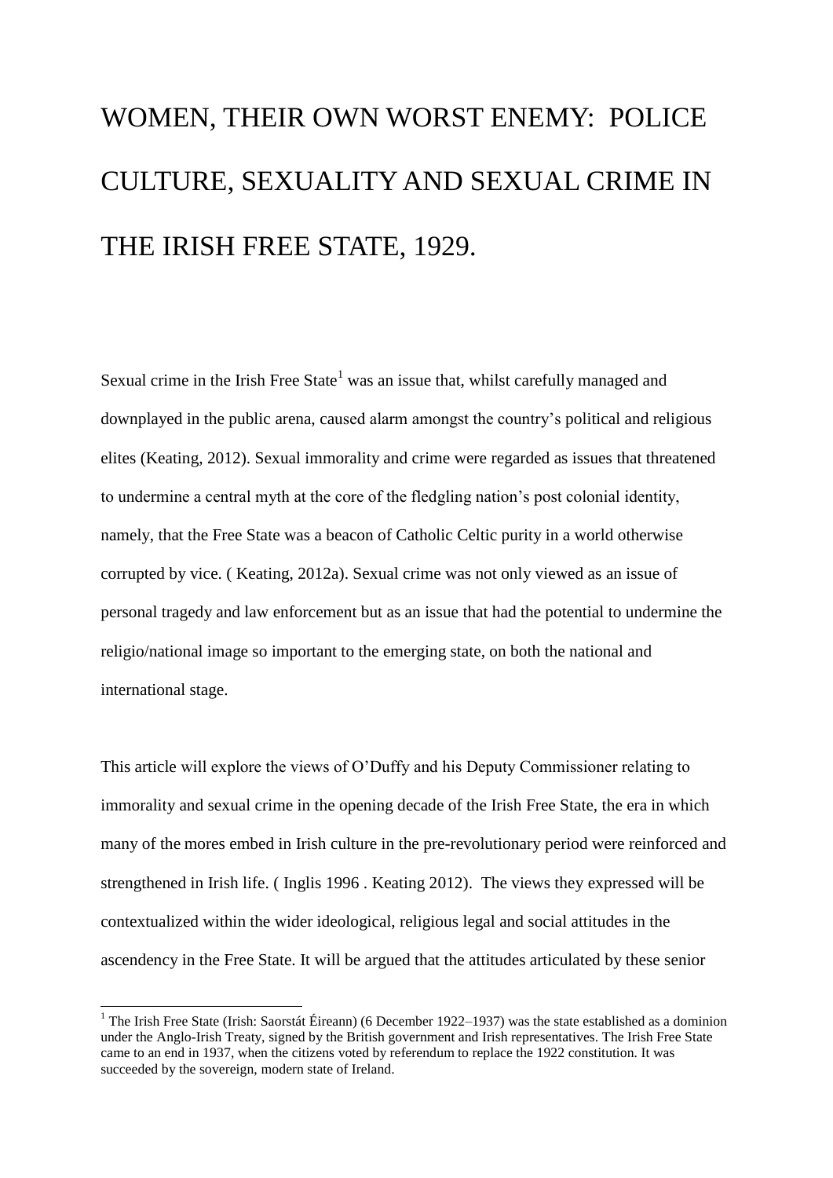# WOMEN, THEIR OWN WORST ENEMY: POLICE CULTURE, SEXUALITY AND SEXUAL CRIME IN THE IRISH FREE STATE, 1929.

Sexual crime in the Irish Free State[1] was an issue that, whilst carefully managed and downplayed in the public arena, caused alarm amongst the country's political and religious elites (Keating, 2012). Sexual immorality and crime were regarded as issues that threatened to undermine a central myth at the core of the fledgling nation's post colonial identity, namely, that the Free State was a beacon of Catholic Celtic purity in a world otherwise corrupted by vice. ( Keating, 2012a). Sexual crime was not only viewed as an issue of personal tragedy and law enforcement but as an issue that had the potential to undermine the religio/national image so important to the emerging state, on both the national and international stage.

This article will explore the views of O'Duffy and his Deputy Commissioner relating to immorality and sexual crime in the opening decade of the Irish Free State, the era in which many of the mores embed in Irish culture in the pre-revolutionary period were reinforced and strengthened in Irish life. ( Inglis 1996 . Keating 2012). The views they expressed will be contextualized within the wider ideological, religious legal and social attitudes in the ascendency in the Free State. It will be argued that the attitudes articulated by these senior

[1] The Irish Free State (Irish: Saorstát Éireann) (6 December 1922–1937) was the state established as a dominion under the Anglo-Irish Treaty, signed by the British government and Irish representatives. The Irish Free State came to an end in 1937, when the citizens voted by referendum to replace the 1922 constitution. It was succeeded by the sovereign, modern state of Ireland.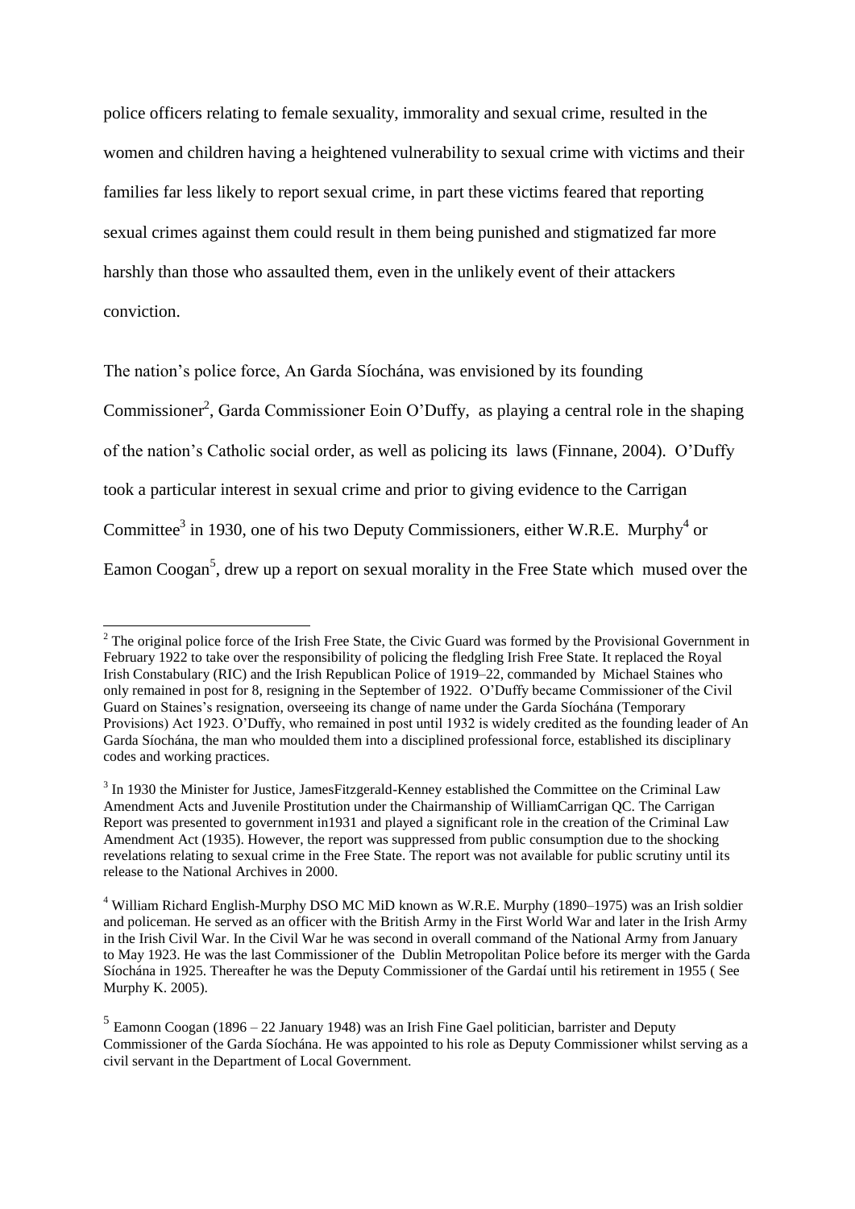police officers relating to female sexuality, immorality and sexual crime, resulted in the women and children having a heightened vulnerability to sexual crime with victims and their families far less likely to report sexual crime, in part these victims feared that reporting sexual crimes against them could result in them being punished and stigmatized far more harshly than those who assaulted them, even in the unlikely event of their attackers conviction.

The nation's police force, An Garda Síochána, was envisioned by its founding Commissioner[2], Garda Commissioner Eoin O'Duffy, as playing a central role in the shaping of the nation's Catholic social order, as well as policing its laws (Finnane, 2004). O'Duffy took a particular interest in sexual crime and prior to giving evidence to the Carrigan Committee[3] in 1930, one of his two Deputy Commissioners, either W.R.E. Murphy[4] or Eamon Coogan[5], drew up a report on sexual morality in the Free State which mused over the

---

[2] The original police force of the Irish Free State, the Civic Guard was formed by the Provisional Government in February 1922 to take over the responsibility of policing the fledgling Irish Free State. It replaced the Royal Irish Constabulary (RIC) and the Irish Republican Police of 1919–22, commanded by Michael Staines who only remained in post for 8, resigning in the September of 1922. O'Duffy became Commissioner of the Civil Guard on Staines's resignation, overseeing its change of name under the Garda Síochána (Temporary Provisions) Act 1923. O'Duffy, who remained in post until 1932 is widely credited as the founding leader of An Garda Síochána, the man who moulded them into a disciplined professional force, established its disciplinary codes and working practices.

[3] In 1930 the Minister for Justice, JamesFitzgerald-Kenney established the Committee on the Criminal Law Amendment Acts and Juvenile Prostitution under the Chairmanship of WilliamCarrigan QC. The Carrigan Report was presented to government in1931 and played a significant role in the creation of the Criminal Law Amendment Act (1935). However, the report was suppressed from public consumption due to the shocking revelations relating to sexual crime in the Free State. The report was not available for public scrutiny until its release to the National Archives in 2000.

[4] William Richard English-Murphy DSO MC MiD known as W.R.E. Murphy (1890–1975) was an Irish soldier and policeman. He served as an officer with the British Army in the First World War and later in the Irish Army in the Irish Civil War. In the Civil War he was second in overall command of the National Army from January to May 1923. He was the last Commissioner of the Dublin Metropolitan Police before its merger with the Garda Síochána in 1925. Thereafter he was the Deputy Commissioner of the Gardaí until his retirement in 1955 ( See Murphy K. 2005).

[5] Eamonn Coogan (1896 – 22 January 1948) was an Irish Fine Gael politician, barrister and Deputy Commissioner of the Garda Síochána. He was appointed to his role as Deputy Commissioner whilst serving as a civil servant in the Department of Local Government.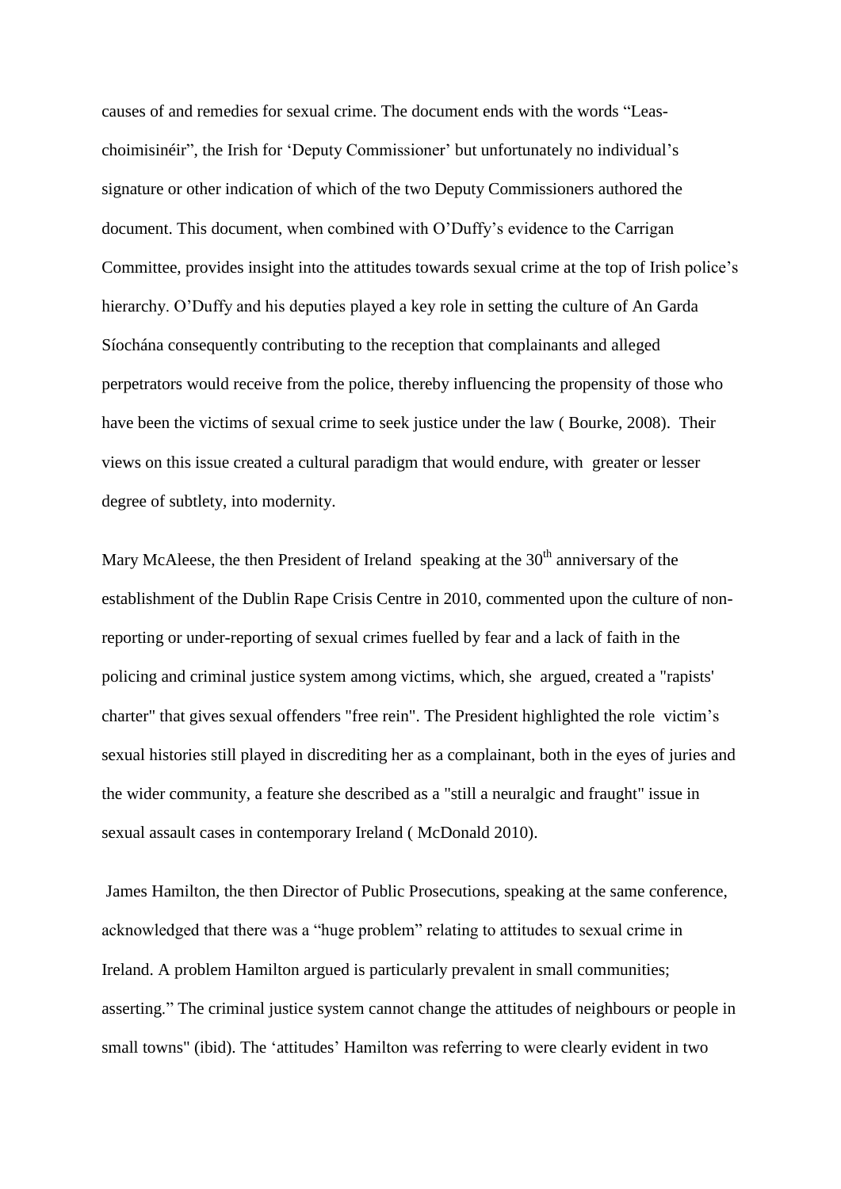causes of and remedies for sexual crime. The document ends with the words "Leas-choimisinéir", the Irish for 'Deputy Commissioner' but unfortunately no individual's signature or other indication of which of the two Deputy Commissioners authored the document. This document, when combined with O'Duffy's evidence to the Carrigan Committee, provides insight into the attitudes towards sexual crime at the top of Irish police's hierarchy. O'Duffy and his deputies played a key role in setting the culture of An Garda Síochána consequently contributing to the reception that complainants and alleged perpetrators would receive from the police, thereby influencing the propensity of those who have been the victims of sexual crime to seek justice under the law ( Bourke, 2008). Their views on this issue created a cultural paradigm that would endure, with greater or lesser degree of subtlety, into modernity.

Mary McAleese, the then President of Ireland speaking at the 30th anniversary of the establishment of the Dublin Rape Crisis Centre in 2010, commented upon the culture of non-reporting or under-reporting of sexual crimes fuelled by fear and a lack of faith in the policing and criminal justice system among victims, which, she argued, created a "rapists' charter" that gives sexual offenders "free rein". The President highlighted the role victim's sexual histories still played in discrediting her as a complainant, both in the eyes of juries and the wider community, a feature she described as a "still a neuralgic and fraught" issue in sexual assault cases in contemporary Ireland ( McDonald 2010).

James Hamilton, the then Director of Public Prosecutions, speaking at the same conference, acknowledged that there was a "huge problem" relating to attitudes to sexual crime in Ireland. A problem Hamilton argued is particularly prevalent in small communities; asserting." The criminal justice system cannot change the attitudes of neighbours or people in small towns" (ibid). The 'attitudes' Hamilton was referring to were clearly evident in two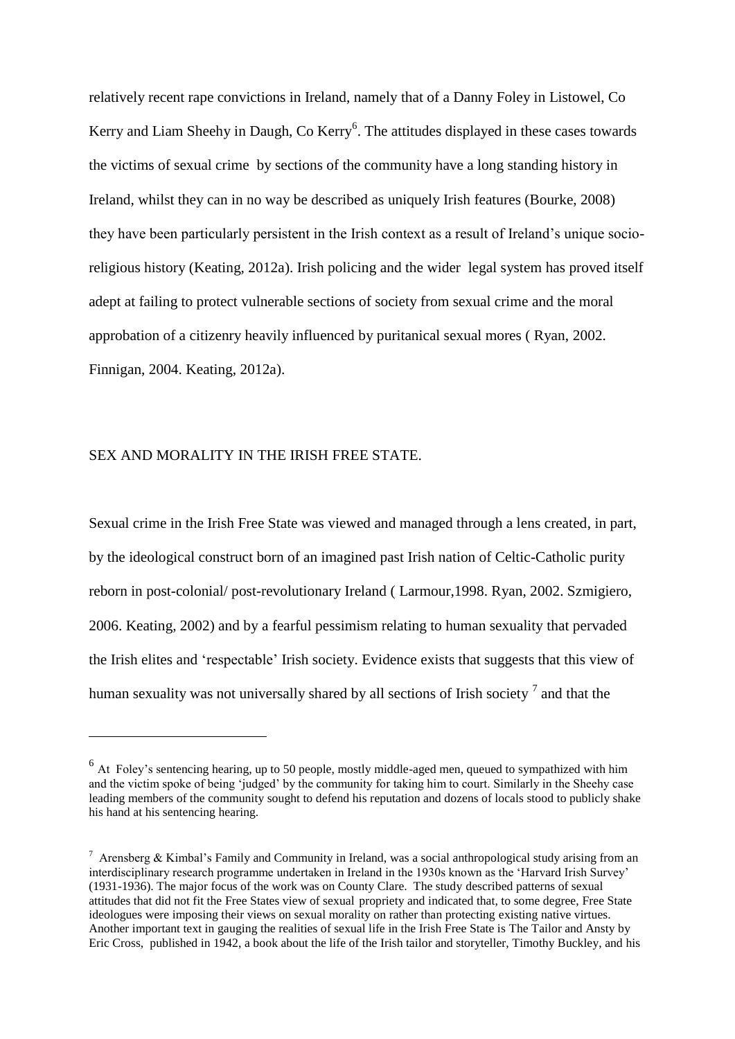relatively recent rape convictions in Ireland, namely that of a Danny Foley in Listowel, Co Kerry and Liam Sheehy in Daugh, Co Kerry[6]. The attitudes displayed in these cases towards the victims of sexual crime by sections of the community have a long standing history in Ireland, whilst they can in no way be described as uniquely Irish features (Bourke, 2008) they have been particularly persistent in the Irish context as a result of Ireland's unique socio-religious history (Keating, 2012a). Irish policing and the wider legal system has proved itself adept at failing to protect vulnerable sections of society from sexual crime and the moral approbation of a citizenry heavily influenced by puritanical sexual mores ( Ryan, 2002. Finnigan, 2004. Keating, 2012a).

## SEX AND MORALITY IN THE IRISH FREE STATE.

Sexual crime in the Irish Free State was viewed and managed through a lens created, in part, by the ideological construct born of an imagined past Irish nation of Celtic-Catholic purity reborn in post-colonial/ post-revolutionary Ireland ( Larmour,1998. Ryan, 2002. Szmigiero, 2006. Keating, 2002) and by a fearful pessimism relating to human sexuality that pervaded the Irish elites and 'respectable' Irish society. Evidence exists that suggests that this view of human sexuality was not universally shared by all sections of Irish society [7] and that the

---

[6] At Foley's sentencing hearing, up to 50 people, mostly middle-aged men, queued to sympathized with him and the victim spoke of being 'judged' by the community for taking him to court. Similarly in the Sheehy case leading members of the community sought to defend his reputation and dozens of locals stood to publicly shake his hand at his sentencing hearing.

[7] Arensberg & Kimbal's Family and Community in Ireland, was a social anthropological study arising from an interdisciplinary research programme undertaken in Ireland in the 1930s known as the 'Harvard Irish Survey' (1931-1936). The major focus of the work was on County Clare. The study described patterns of sexual attitudes that did not fit the Free States view of sexual propriety and indicated that, to some degree, Free State ideologues were imposing their views on sexual morality on rather than protecting existing native virtues. Another important text in gauging the realities of sexual life in the Irish Free State is The Tailor and Ansty by Eric Cross, published in 1942, a book about the life of the Irish tailor and storyteller, Timothy Buckley, and his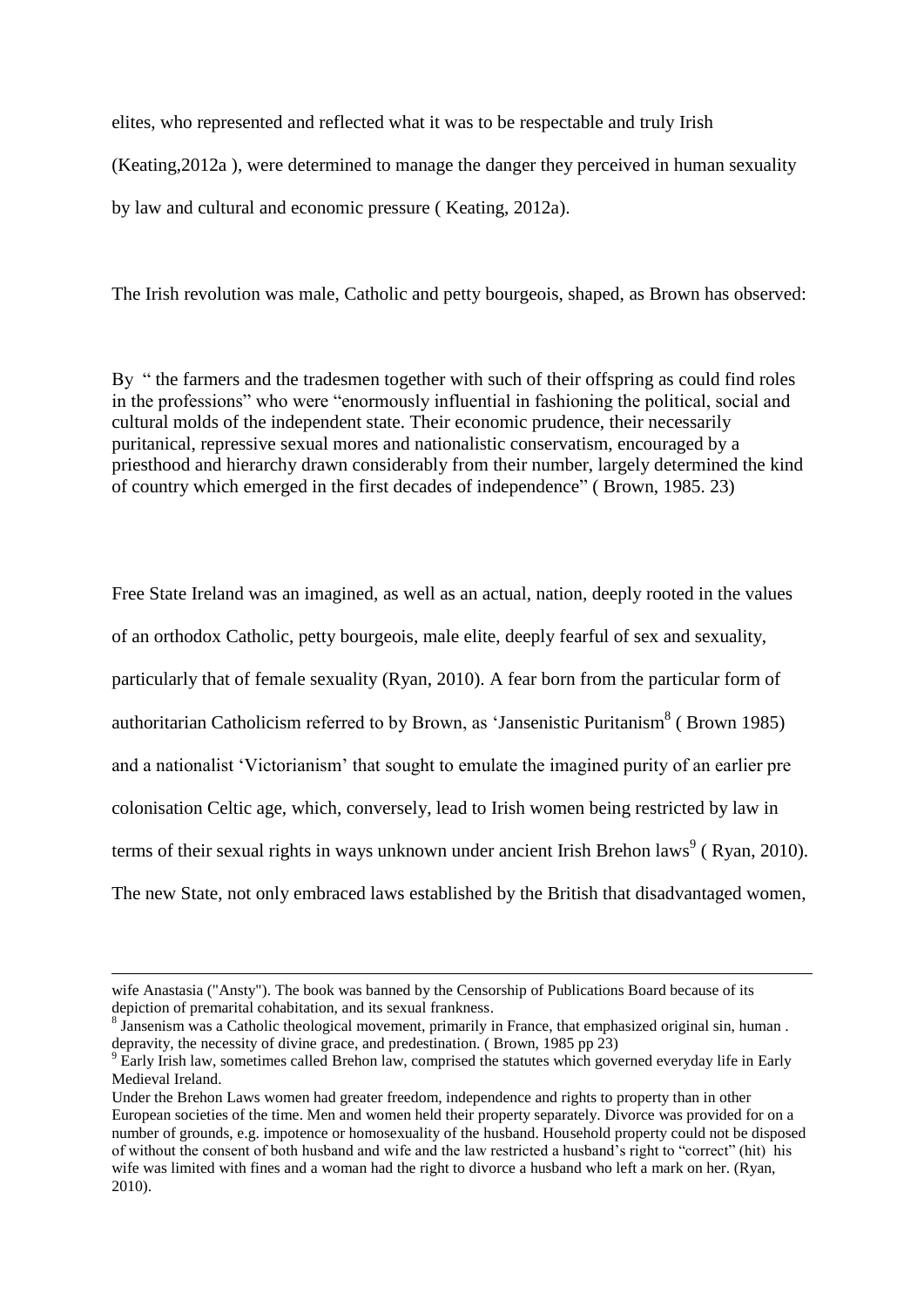elites, who represented and reflected what it was to be respectable and truly Irish (Keating,2012a ), were determined to manage the danger they perceived in human sexuality by law and cultural and economic pressure ( Keating, 2012a).

The Irish revolution was male, Catholic and petty bourgeois, shaped, as Brown has observed:

By " the farmers and the tradesmen together with such of their offspring as could find roles in the professions" who were "enormously influential in fashioning the political, social and cultural molds of the independent state. Their economic prudence, their necessarily puritanical, repressive sexual mores and nationalistic conservatism, encouraged by a priesthood and hierarchy drawn considerably from their number, largely determined the kind of country which emerged in the first decades of independence" ( Brown, 1985. 23)

Free State Ireland was an imagined, as well as an actual, nation, deeply rooted in the values of an orthodox Catholic, petty bourgeois, male elite, deeply fearful of sex and sexuality, particularly that of female sexuality (Ryan, 2010). A fear born from the particular form of authoritarian Catholicism referred to by Brown, as 'Jansenistic Puritanism[8] ( Brown 1985) and a nationalist 'Victorianism' that sought to emulate the imagined purity of an earlier pre colonisation Celtic age, which, conversely, lead to Irish women being restricted by law in terms of their sexual rights in ways unknown under ancient Irish Brehon laws[9] ( Ryan, 2010). The new State, not only embraced laws established by the British that disadvantaged women,

---

wife Anastasia ("Ansty"). The book was banned by the Censorship of Publications Board because of its depiction of premarital cohabitation, and its sexual frankness.

[8] Jansenism was a Catholic theological movement, primarily in France, that emphasized original sin, human . depravity, the necessity of divine grace, and predestination. ( Brown, 1985 pp 23)

[9] Early Irish law, sometimes called Brehon law, comprised the statutes which governed everyday life in Early Medieval Ireland.

Under the Brehon Laws women had greater freedom, independence and rights to property than in other European societies of the time. Men and women held their property separately. Divorce was provided for on a number of grounds, e.g. impotence or homosexuality of the husband. Household property could not be disposed of without the consent of both husband and wife and the law restricted a husband's right to "correct" (hit) his wife was limited with fines and a woman had the right to divorce a husband who left a mark on her. (Ryan, 2010).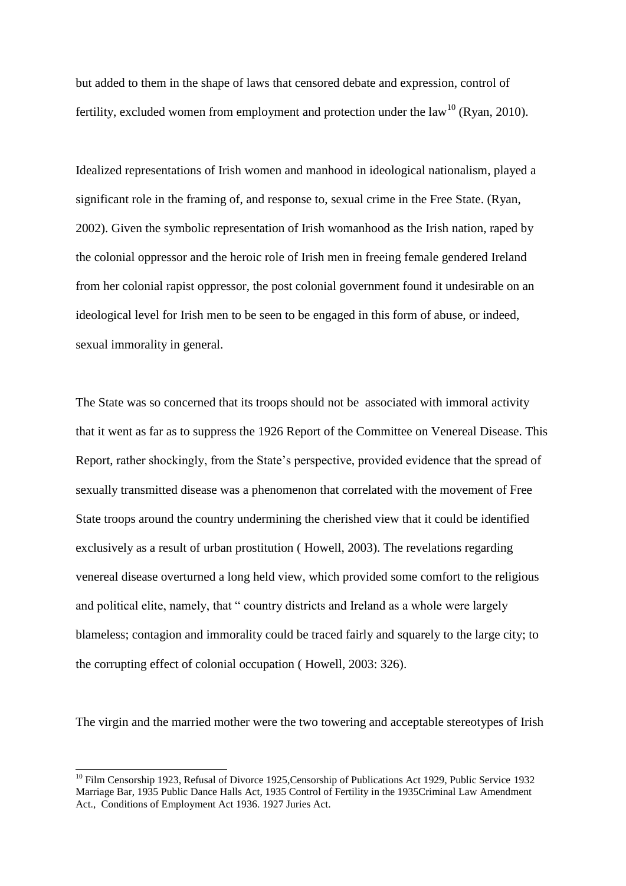but added to them in the shape of laws that censored debate and expression, control of fertility, excluded women from employment and protection under the law[10] (Ryan, 2010).

Idealized representations of Irish women and manhood in ideological nationalism, played a significant role in the framing of, and response to, sexual crime in the Free State. (Ryan, 2002). Given the symbolic representation of Irish womanhood as the Irish nation, raped by the colonial oppressor and the heroic role of Irish men in freeing female gendered Ireland from her colonial rapist oppressor, the post colonial government found it undesirable on an ideological level for Irish men to be seen to be engaged in this form of abuse, or indeed, sexual immorality in general.

The State was so concerned that its troops should not be associated with immoral activity that it went as far as to suppress the 1926 Report of the Committee on Venereal Disease. This Report, rather shockingly, from the State's perspective, provided evidence that the spread of sexually transmitted disease was a phenomenon that correlated with the movement of Free State troops around the country undermining the cherished view that it could be identified exclusively as a result of urban prostitution ( Howell, 2003). The revelations regarding venereal disease overturned a long held view, which provided some comfort to the religious and political elite, namely, that " country districts and Ireland as a whole were largely blameless; contagion and immorality could be traced fairly and squarely to the large city; to the corrupting effect of colonial occupation ( Howell, 2003: 326).

The virgin and the married mother were the two towering and acceptable stereotypes of Irish

---

[10] Film Censorship 1923, Refusal of Divorce 1925,Censorship of Publications Act 1929, Public Service 1932 Marriage Bar, 1935 Public Dance Halls Act, 1935 Control of Fertility in the 1935Criminal Law Amendment Act., Conditions of Employment Act 1936. 1927 Juries Act.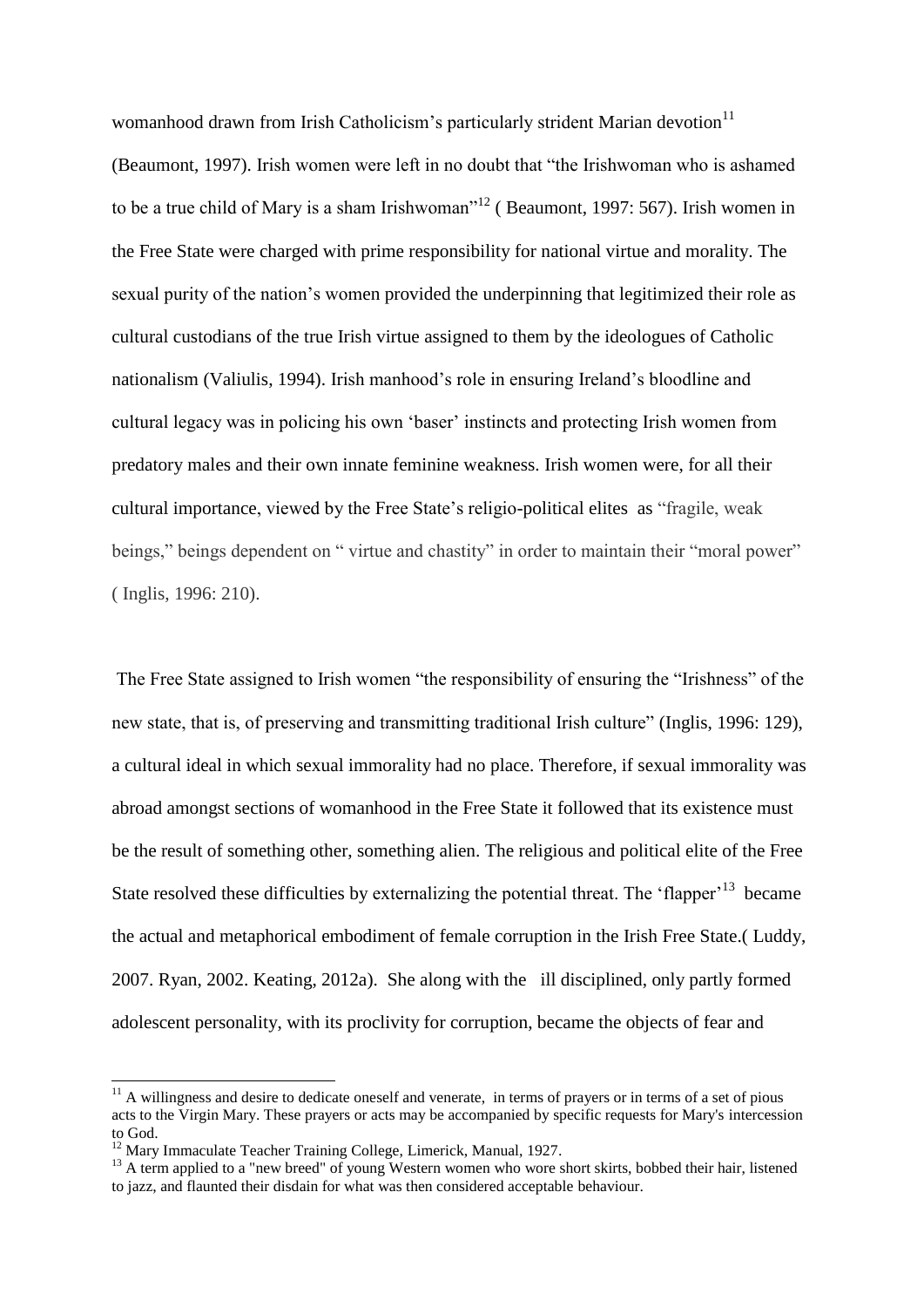womanhood drawn from Irish Catholicism's particularly strident Marian devotion[11] (Beaumont, 1997). Irish women were left in no doubt that "the Irishwoman who is ashamed to be a true child of Mary is a sham Irishwoman"[12] ( Beaumont, 1997: 567). Irish women in the Free State were charged with prime responsibility for national virtue and morality. The sexual purity of the nation's women provided the underpinning that legitimized their role as cultural custodians of the true Irish virtue assigned to them by the ideologues of Catholic nationalism (Valiulis, 1994). Irish manhood's role in ensuring Ireland's bloodline and cultural legacy was in policing his own 'baser' instincts and protecting Irish women from predatory males and their own innate feminine weakness. Irish women were, for all their cultural importance, viewed by the Free State's religio-political elites as "fragile, weak beings," beings dependent on " virtue and chastity" in order to maintain their "moral power" ( Inglis, 1996: 210).

The Free State assigned to Irish women "the responsibility of ensuring the "Irishness" of the new state, that is, of preserving and transmitting traditional Irish culture" (Inglis, 1996: 129), a cultural ideal in which sexual immorality had no place. Therefore, if sexual immorality was abroad amongst sections of womanhood in the Free State it followed that its existence must be the result of something other, something alien. The religious and political elite of the Free State resolved these difficulties by externalizing the potential threat. The 'flapper'[13] became the actual and metaphorical embodiment of female corruption in the Irish Free State.( Luddy, 2007. Ryan, 2002. Keating, 2012a). She along with the ill disciplined, only partly formed adolescent personality, with its proclivity for corruption, became the objects of fear and

---

[11] A willingness and desire to dedicate oneself and venerate, in terms of prayers or in terms of a set of pious acts to the Virgin Mary. These prayers or acts may be accompanied by specific requests for Mary's intercession to God.

[12] Mary Immaculate Teacher Training College, Limerick, Manual, 1927.

[13] A term applied to a "new breed" of young Western women who wore short skirts, bobbed their hair, listened to jazz, and flaunted their disdain for what was then considered acceptable behaviour.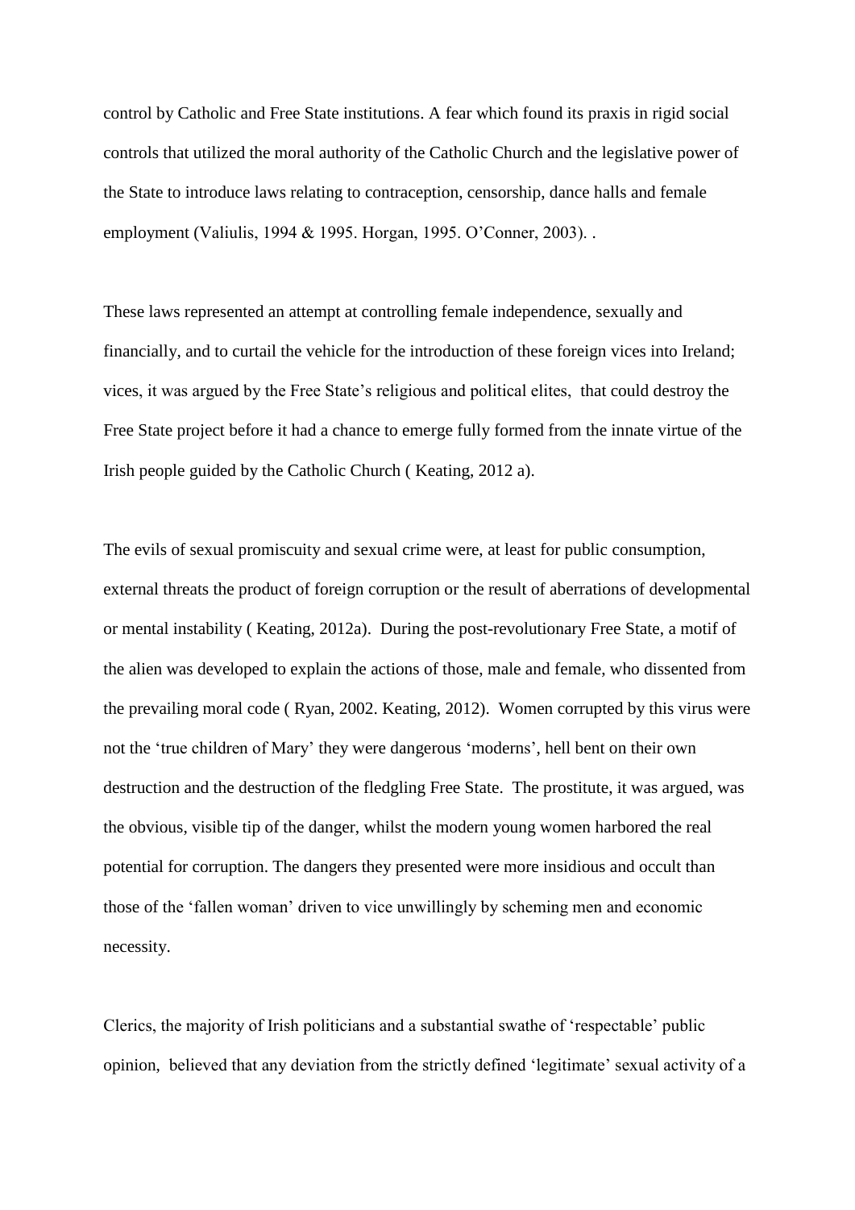control by Catholic and Free State institutions. A fear which found its praxis in rigid social controls that utilized the moral authority of the Catholic Church and the legislative power of the State to introduce laws relating to contraception, censorship, dance halls and female employment (Valiulis, 1994 & 1995. Horgan, 1995. O'Conner, 2003). .

These laws represented an attempt at controlling female independence, sexually and financially, and to curtail the vehicle for the introduction of these foreign vices into Ireland; vices, it was argued by the Free State's religious and political elites, that could destroy the Free State project before it had a chance to emerge fully formed from the innate virtue of the Irish people guided by the Catholic Church ( Keating, 2012 a).

The evils of sexual promiscuity and sexual crime were, at least for public consumption, external threats the product of foreign corruption or the result of aberrations of developmental or mental instability ( Keating, 2012a). During the post-revolutionary Free State, a motif of the alien was developed to explain the actions of those, male and female, who dissented from the prevailing moral code ( Ryan, 2002. Keating, 2012). Women corrupted by this virus were not the 'true children of Mary' they were dangerous 'moderns', hell bent on their own destruction and the destruction of the fledgling Free State. The prostitute, it was argued, was the obvious, visible tip of the danger, whilst the modern young women harbored the real potential for corruption. The dangers they presented were more insidious and occult than those of the 'fallen woman' driven to vice unwillingly by scheming men and economic necessity.

Clerics, the majority of Irish politicians and a substantial swathe of 'respectable' public opinion, believed that any deviation from the strictly defined 'legitimate' sexual activity of a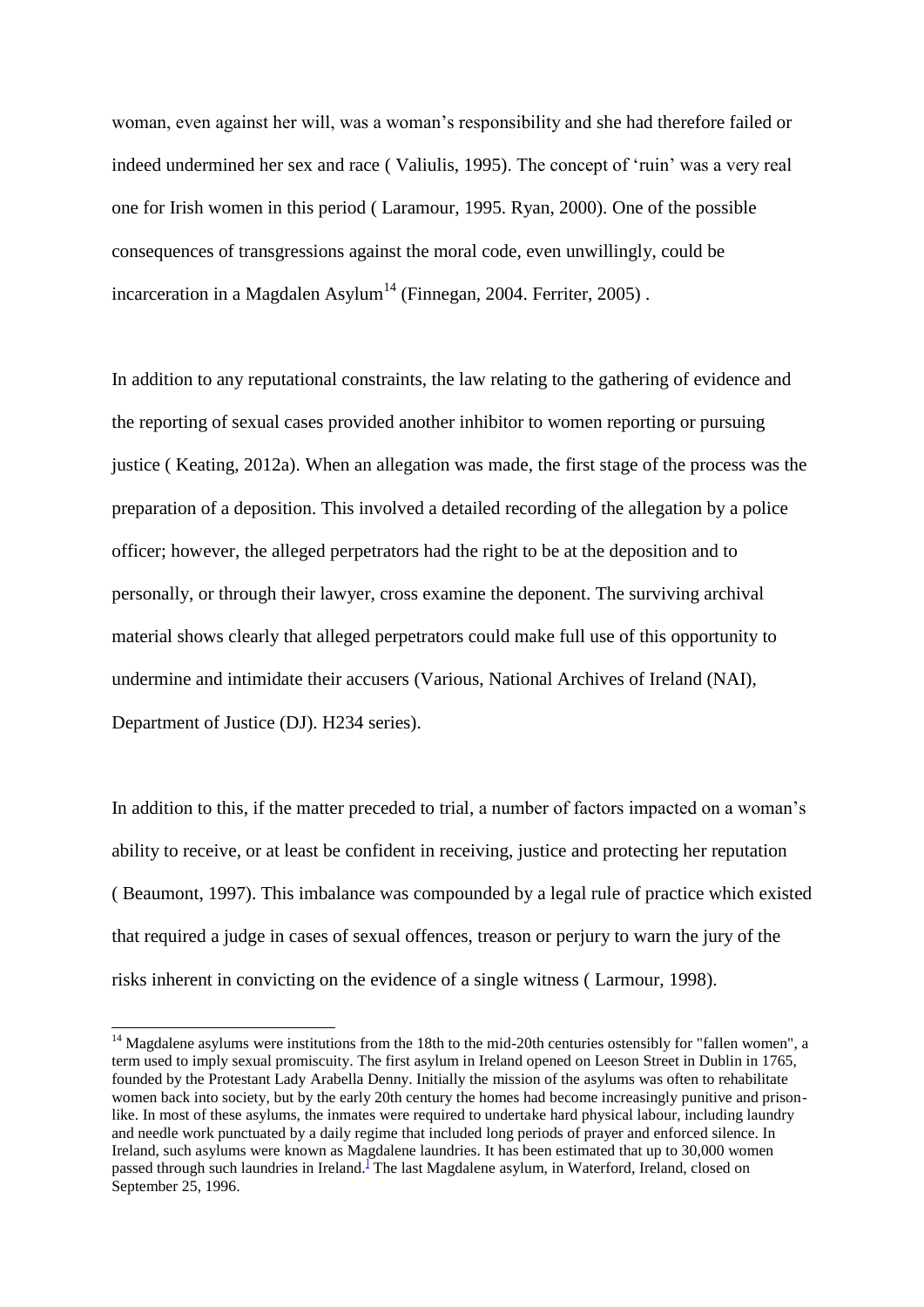woman, even against her will, was a woman's responsibility and she had therefore failed or indeed undermined her sex and race ( Valiulis, 1995). The concept of 'ruin' was a very real one for Irish women in this period ( Laramour, 1995. Ryan, 2000). One of the possible consequences of transgressions against the moral code, even unwillingly, could be incarceration in a Magdalen Asylum[14] (Finnegan, 2004. Ferriter, 2005) .

In addition to any reputational constraints, the law relating to the gathering of evidence and the reporting of sexual cases provided another inhibitor to women reporting or pursuing justice ( Keating, 2012a). When an allegation was made, the first stage of the process was the preparation of a deposition. This involved a detailed recording of the allegation by a police officer; however, the alleged perpetrators had the right to be at the deposition and to personally, or through their lawyer, cross examine the deponent. The surviving archival material shows clearly that alleged perpetrators could make full use of this opportunity to undermine and intimidate their accusers (Various, National Archives of Ireland (NAI), Department of Justice (DJ). H234 series).

In addition to this, if the matter preceded to trial, a number of factors impacted on a woman's ability to receive, or at least be confident in receiving, justice and protecting her reputation ( Beaumont, 1997). This imbalance was compounded by a legal rule of practice which existed that required a judge in cases of sexual offences, treason or perjury to warn the jury of the risks inherent in convicting on the evidence of a single witness ( Larmour, 1998).

[14] Magdalene asylums were institutions from the 18th to the mid-20th centuries ostensibly for "fallen women", a term used to imply sexual promiscuity. The first asylum in Ireland opened on Leeson Street in Dublin in 1765, founded by the Protestant Lady Arabella Denny. Initially the mission of the asylums was often to rehabilitate women back into society, but by the early 20th century the homes had become increasingly punitive and prison-like. In most of these asylums, the inmates were required to undertake hard physical labour, including laundry and needle work punctuated by a daily regime that included long periods of prayer and enforced silence. In Ireland, such asylums were known as Magdalene laundries. It has been estimated that up to 30,000 women passed through such laundries in Ireland.[1] The last Magdalene asylum, in Waterford, Ireland, closed on September 25, 1996.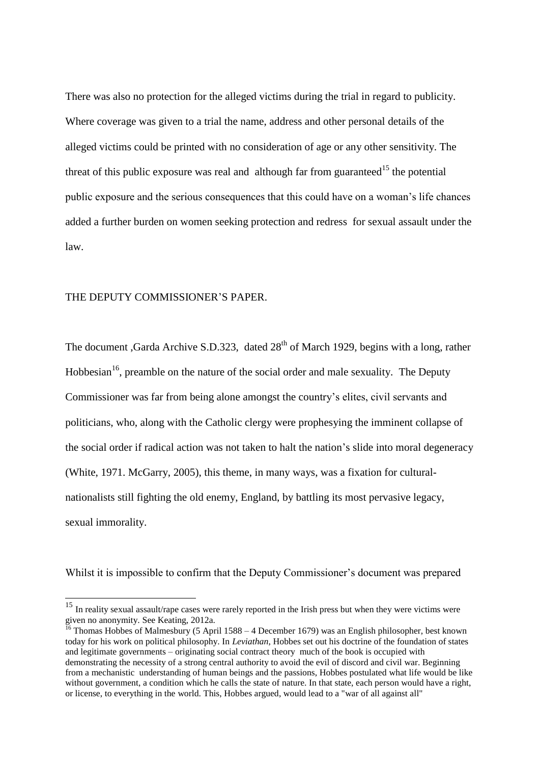There was also no protection for the alleged victims during the trial in regard to publicity. Where coverage was given to a trial the name, address and other personal details of the alleged victims could be printed with no consideration of age or any other sensitivity. The threat of this public exposure was real and although far from guaranteed[15] the potential public exposure and the serious consequences that this could have on a woman's life chances added a further burden on women seeking protection and redress for sexual assault under the law.

## THE DEPUTY COMMISSIONER'S PAPER.

The document ,Garda Archive S.D.323, dated 28th of March 1929, begins with a long, rather Hobbesian[16], preamble on the nature of the social order and male sexuality. The Deputy Commissioner was far from being alone amongst the country's elites, civil servants and politicians, who, along with the Catholic clergy were prophesying the imminent collapse of the social order if radical action was not taken to halt the nation's slide into moral degeneracy (White, 1971. McGarry, 2005), this theme, in many ways, was a fixation for cultural-nationalists still fighting the old enemy, England, by battling its most pervasive legacy, sexual immorality.

Whilst it is impossible to confirm that the Deputy Commissioner's document was prepared

---

[15] In reality sexual assault/rape cases were rarely reported in the Irish press but when they were victims were given no anonymity. See Keating, 2012a.

[16] Thomas Hobbes of Malmesbury (5 April 1588 – 4 December 1679) was an English philosopher, best known today for his work on political philosophy. In *Leviathan*, Hobbes set out his doctrine of the foundation of states and legitimate governments – originating social contract theory much of the book is occupied with demonstrating the necessity of a strong central authority to avoid the evil of discord and civil war. Beginning from a mechanistic understanding of human beings and the passions, Hobbes postulated what life would be like without government, a condition which he calls the state of nature. In that state, each person would have a right, or license, to everything in the world. This, Hobbes argued, would lead to a "war of all against all"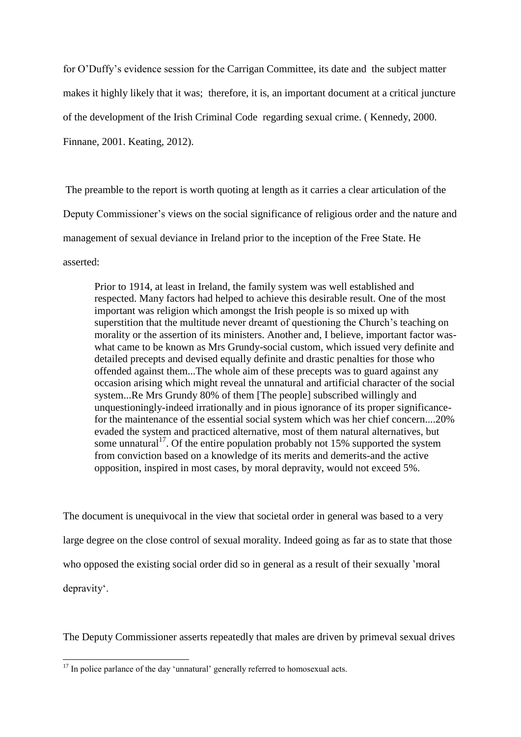for O'Duffy's evidence session for the Carrigan Committee, its date and the subject matter makes it highly likely that it was; therefore, it is, an important document at a critical juncture of the development of the Irish Criminal Code regarding sexual crime. ( Kennedy, 2000. Finnane, 2001. Keating, 2012).

The preamble to the report is worth quoting at length as it carries a clear articulation of the Deputy Commissioner's views on the social significance of religious order and the nature and management of sexual deviance in Ireland prior to the inception of the Free State. He asserted:

> Prior to 1914, at least in Ireland, the family system was well established and respected. Many factors had helped to achieve this desirable result. One of the most important was religion which amongst the Irish people is so mixed up with superstition that the multitude never dreamt of questioning the Church's teaching on morality or the assertion of its ministers. Another and, I believe, important factor was-what came to be known as Mrs Grundy-social custom, which issued very definite and detailed precepts and devised equally definite and drastic penalties for those who offended against them...The whole aim of these precepts was to guard against any occasion arising which might reveal the unnatural and artificial character of the social system...Re Mrs Grundy 80% of them [The people] subscribed willingly and unquestioningly-indeed irrationally and in pious ignorance of its proper significance-for the maintenance of the essential social system which was her chief concern....20% evaded the system and practiced alternative, most of them natural alternatives, but some unnatural[17]. Of the entire population probably not 15% supported the system from conviction based on a knowledge of its merits and demerits-and the active opposition, inspired in most cases, by moral depravity, would not exceed 5%.

The document is unequivocal in the view that societal order in general was based to a very large degree on the close control of sexual morality. Indeed going as far as to state that those who opposed the existing social order did so in general as a result of their sexually 'moral depravity'.

The Deputy Commissioner asserts repeatedly that males are driven by primeval sexual drives

[17] In police parlance of the day 'unnatural' generally referred to homosexual acts.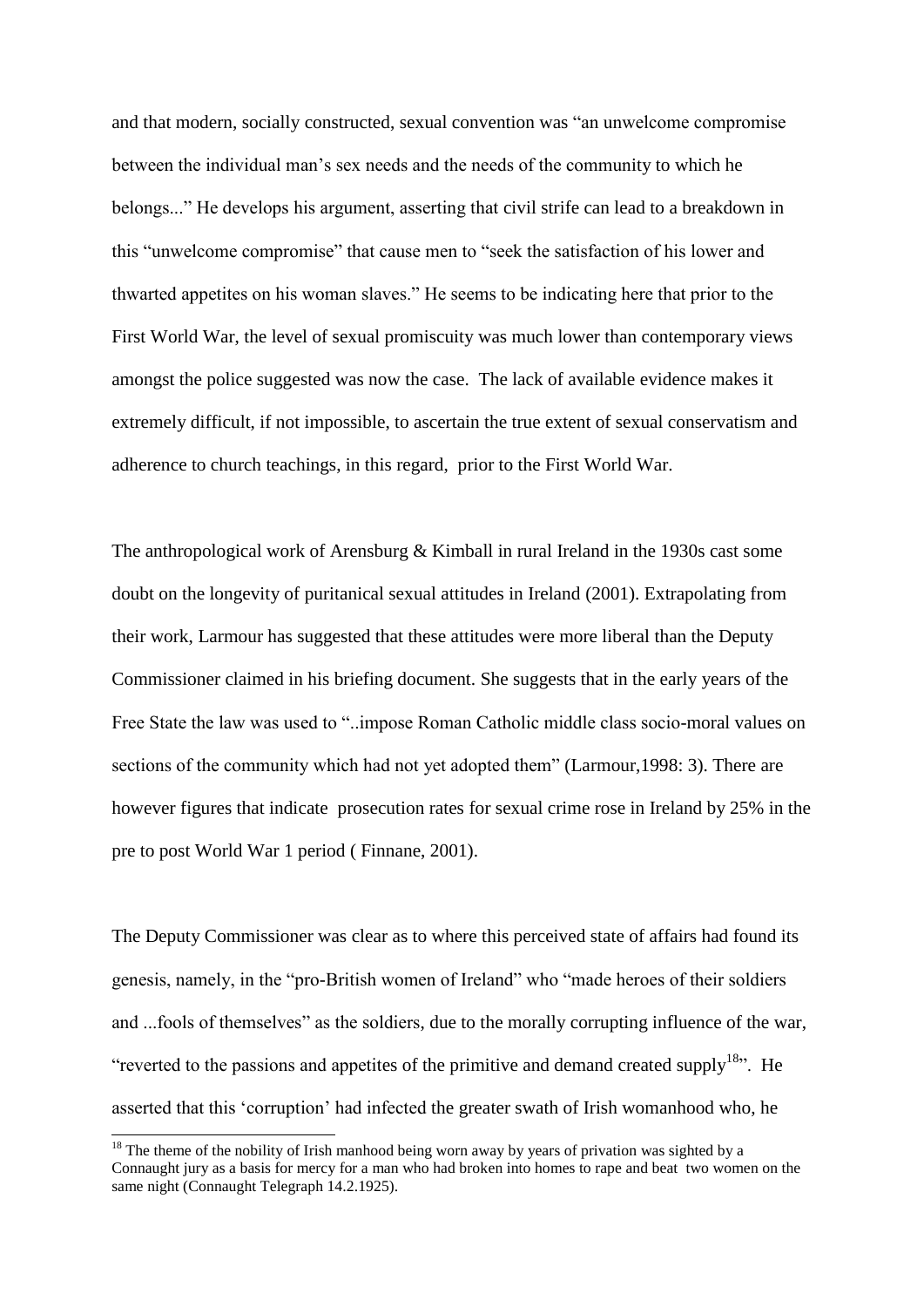and that modern, socially constructed, sexual convention was "an unwelcome compromise between the individual man's sex needs and the needs of the community to which he belongs..." He develops his argument, asserting that civil strife can lead to a breakdown in this "unwelcome compromise" that cause men to "seek the satisfaction of his lower and thwarted appetites on his woman slaves." He seems to be indicating here that prior to the First World War, the level of sexual promiscuity was much lower than contemporary views amongst the police suggested was now the case. The lack of available evidence makes it extremely difficult, if not impossible, to ascertain the true extent of sexual conservatism and adherence to church teachings, in this regard, prior to the First World War.

The anthropological work of Arensburg & Kimball in rural Ireland in the 1930s cast some doubt on the longevity of puritanical sexual attitudes in Ireland (2001). Extrapolating from their work, Larmour has suggested that these attitudes were more liberal than the Deputy Commissioner claimed in his briefing document. She suggests that in the early years of the Free State the law was used to "..impose Roman Catholic middle class socio-moral values on sections of the community which had not yet adopted them" (Larmour,1998: 3). There are however figures that indicate prosecution rates for sexual crime rose in Ireland by 25% in the pre to post World War 1 period ( Finnane, 2001).

The Deputy Commissioner was clear as to where this perceived state of affairs had found its genesis, namely, in the "pro-British women of Ireland" who "made heroes of their soldiers and ...fools of themselves" as the soldiers, due to the morally corrupting influence of the war, "reverted to the passions and appetites of the primitive and demand created supply[18]". He asserted that this 'corruption' had infected the greater swath of Irish womanhood who, he

[18] The theme of the nobility of Irish manhood being worn away by years of privation was sighted by a Connaught jury as a basis for mercy for a man who had broken into homes to rape and beat two women on the same night (Connaught Telegraph 14.2.1925).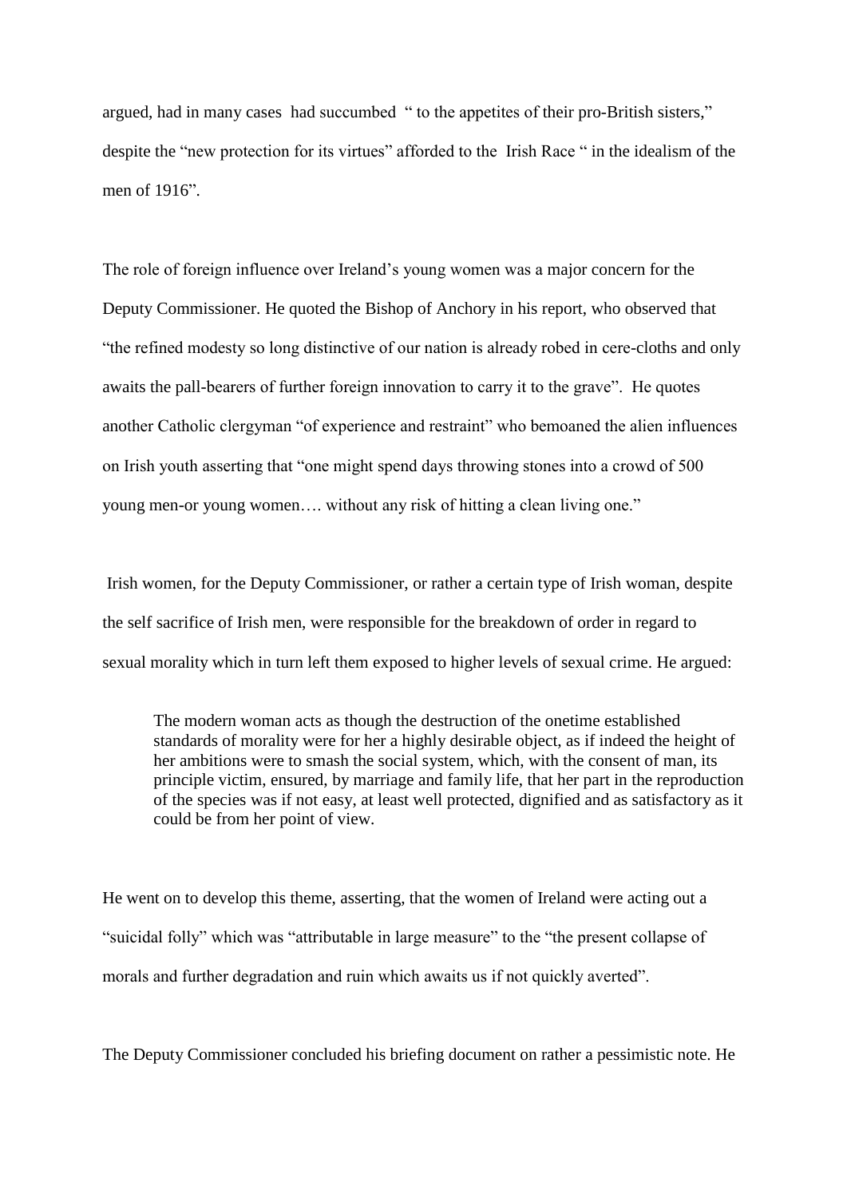argued, had in many cases had succumbed " to the appetites of their pro-British sisters," despite the "new protection for its virtues" afforded to the Irish Race " in the idealism of the men of 1916".

The role of foreign influence over Ireland's young women was a major concern for the Deputy Commissioner. He quoted the Bishop of Anchory in his report, who observed that "the refined modesty so long distinctive of our nation is already robed in cere-cloths and only awaits the pall-bearers of further foreign innovation to carry it to the grave". He quotes another Catholic clergyman "of experience and restraint" who bemoaned the alien influences on Irish youth asserting that "one might spend days throwing stones into a crowd of 500 young men-or young women…. without any risk of hitting a clean living one."

Irish women, for the Deputy Commissioner, or rather a certain type of Irish woman, despite the self sacrifice of Irish men, were responsible for the breakdown of order in regard to sexual morality which in turn left them exposed to higher levels of sexual crime. He argued:

> The modern woman acts as though the destruction of the onetime established standards of morality were for her a highly desirable object, as if indeed the height of her ambitions were to smash the social system, which, with the consent of man, its principle victim, ensured, by marriage and family life, that her part in the reproduction of the species was if not easy, at least well protected, dignified and as satisfactory as it could be from her point of view.

He went on to develop this theme, asserting, that the women of Ireland were acting out a "suicidal folly" which was "attributable in large measure" to the "the present collapse of morals and further degradation and ruin which awaits us if not quickly averted".

The Deputy Commissioner concluded his briefing document on rather a pessimistic note. He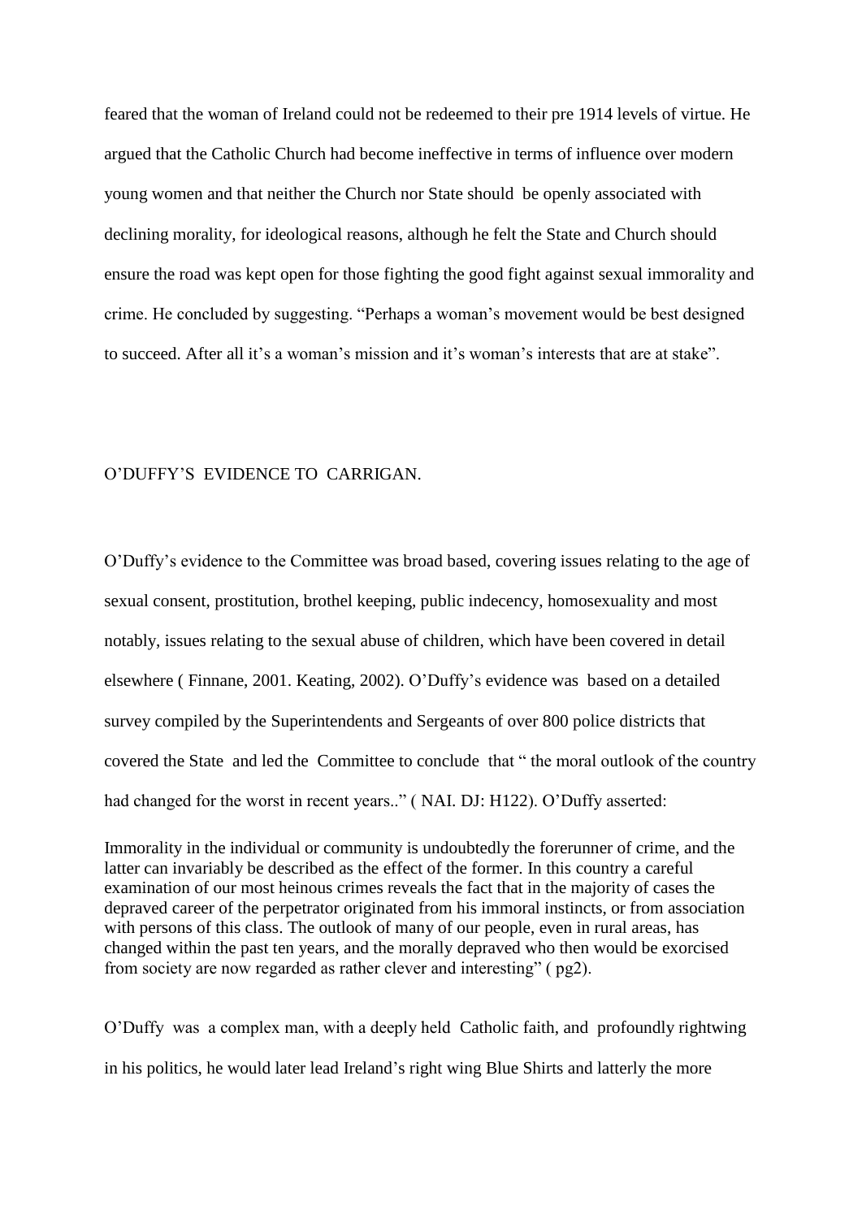feared that the woman of Ireland could not be redeemed to their pre 1914 levels of virtue. He argued that the Catholic Church had become ineffective in terms of influence over modern young women and that neither the Church nor State should be openly associated with declining morality, for ideological reasons, although he felt the State and Church should ensure the road was kept open for those fighting the good fight against sexual immorality and crime. He concluded by suggesting. "Perhaps a woman's movement would be best designed to succeed. After all it's a woman's mission and it's woman's interests that are at stake".

## O'DUFFY'S EVIDENCE TO CARRIGAN.

O'Duffy's evidence to the Committee was broad based, covering issues relating to the age of sexual consent, prostitution, brothel keeping, public indecency, homosexuality and most notably, issues relating to the sexual abuse of children, which have been covered in detail elsewhere ( Finnane, 2001. Keating, 2002). O'Duffy's evidence was based on a detailed survey compiled by the Superintendents and Sergeants of over 800 police districts that covered the State and led the Committee to conclude that " the moral outlook of the country had changed for the worst in recent years.." ( NAI. DJ: H122). O'Duffy asserted:

> Immorality in the individual or community is undoubtedly the forerunner of crime, and the latter can invariably be described as the effect of the former. In this country a careful examination of our most heinous crimes reveals the fact that in the majority of cases the depraved career of the perpetrator originated from his immoral instincts, or from association with persons of this class. The outlook of many of our people, even in rural areas, has changed within the past ten years, and the morally depraved who then would be exorcised from society are now regarded as rather clever and interesting" ( pg2).

O'Duffy was a complex man, with a deeply held Catholic faith, and profoundly rightwing in his politics, he would later lead Ireland's right wing Blue Shirts and latterly the more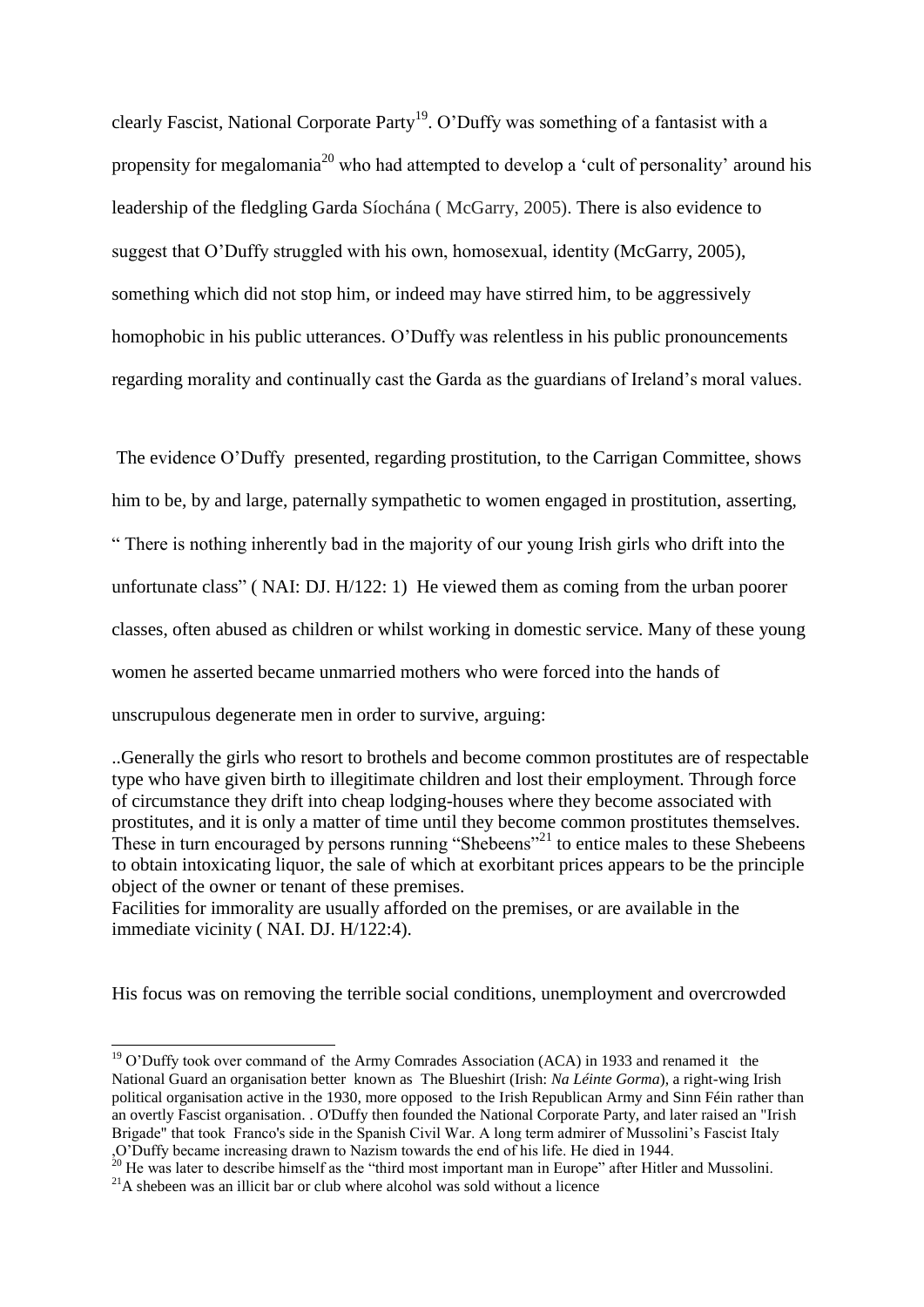clearly Fascist, National Corporate Party[19]. O'Duffy was something of a fantasist with a propensity for megalomania[20] who had attempted to develop a 'cult of personality' around his leadership of the fledgling Garda Síochána ( McGarry, 2005). There is also evidence to suggest that O'Duffy struggled with his own, homosexual, identity (McGarry, 2005), something which did not stop him, or indeed may have stirred him, to be aggressively homophobic in his public utterances. O'Duffy was relentless in his public pronouncements regarding morality and continually cast the Garda as the guardians of Ireland's moral values.

The evidence O'Duffy presented, regarding prostitution, to the Carrigan Committee, shows him to be, by and large, paternally sympathetic to women engaged in prostitution, asserting, " There is nothing inherently bad in the majority of our young Irish girls who drift into the unfortunate class" ( NAI: DJ. H/122: 1) He viewed them as coming from the urban poorer classes, often abused as children or whilst working in domestic service. Many of these young women he asserted became unmarried mothers who were forced into the hands of unscrupulous degenerate men in order to survive, arguing:

..Generally the girls who resort to brothels and become common prostitutes are of respectable type who have given birth to illegitimate children and lost their employment. Through force of circumstance they drift into cheap lodging-houses where they become associated with prostitutes, and it is only a matter of time until they become common prostitutes themselves. These in turn encouraged by persons running "Shebeens"[21] to entice males to these Shebeens to obtain intoxicating liquor, the sale of which at exorbitant prices appears to be the principle object of the owner or tenant of these premises.
Facilities for immorality are usually afforded on the premises, or are available in the immediate vicinity ( NAI. DJ. H/122:4).

His focus was on removing the terrible social conditions, unemployment and overcrowded

---

[19] O'Duffy took over command of the Army Comrades Association (ACA) in 1933 and renamed it the National Guard an organisation better known as The Blueshirt (Irish: *Na Léinte Gorma*), a right-wing Irish political organisation active in the 1930, more opposed to the Irish Republican Army and Sinn Féin rather than an overtly Fascist organisation. . O'Duffy then founded the National Corporate Party, and later raised an "Irish Brigade" that took Franco's side in the Spanish Civil War. A long term admirer of Mussolini's Fascist Italy ,O'Duffy became increasing drawn to Nazism towards the end of his life. He died in 1944.

[20] He was later to describe himself as the "third most important man in Europe" after Hitler and Mussolini.

[21] A shebeen was an illicit bar or club where alcohol was sold without a licence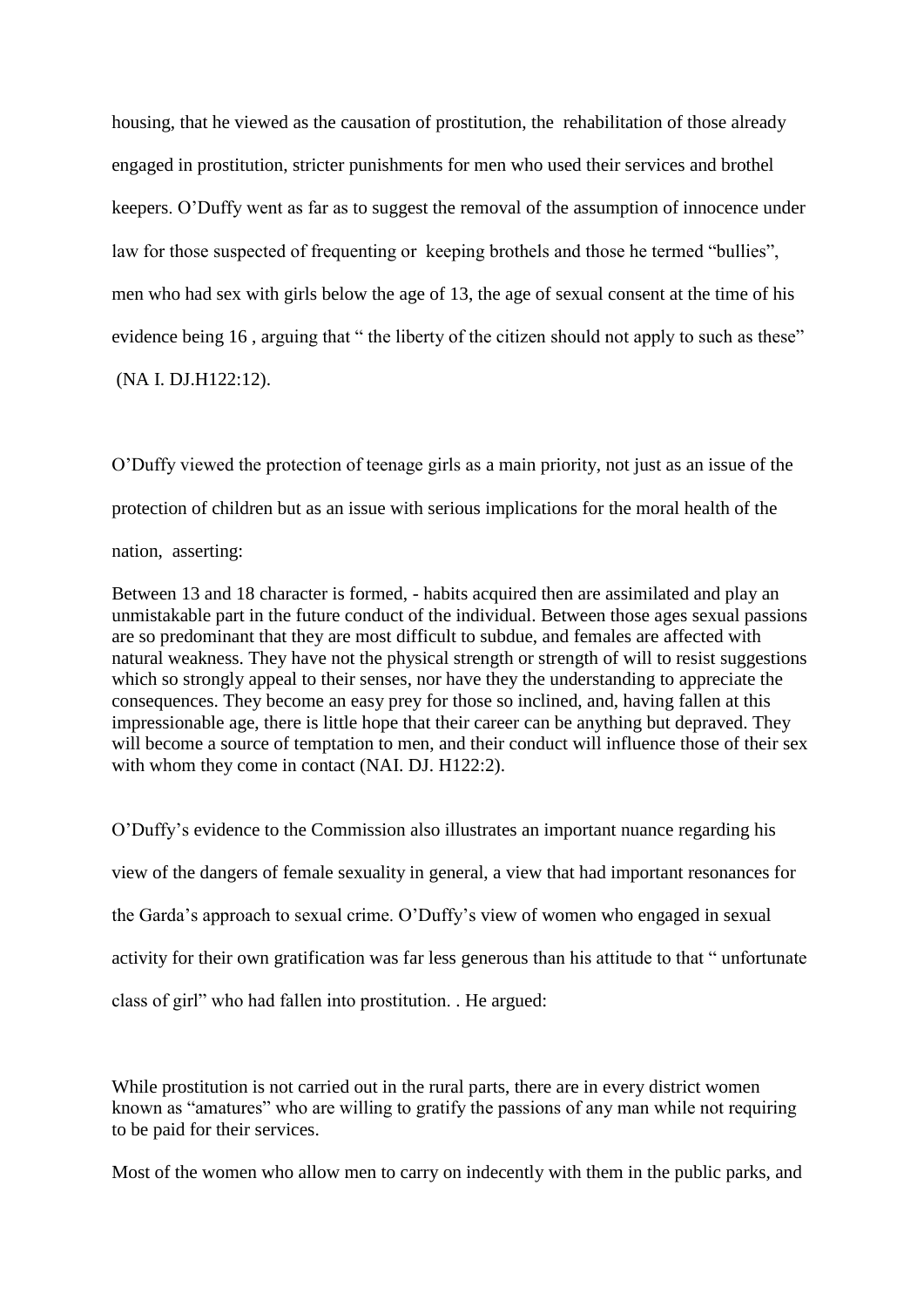housing, that he viewed as the causation of prostitution, the rehabilitation of those already engaged in prostitution, stricter punishments for men who used their services and brothel keepers. O'Duffy went as far as to suggest the removal of the assumption of innocence under law for those suspected of frequenting or keeping brothels and those he termed "bullies", men who had sex with girls below the age of 13, the age of sexual consent at the time of his evidence being 16 , arguing that " the liberty of the citizen should not apply to such as these" (NA I. DJ.H122:12).

O'Duffy viewed the protection of teenage girls as a main priority, not just as an issue of the protection of children but as an issue with serious implications for the moral health of the nation, asserting:

> Between 13 and 18 character is formed, - habits acquired then are assimilated and play an unmistakable part in the future conduct of the individual. Between those ages sexual passions are so predominant that they are most difficult to subdue, and females are affected with natural weakness. They have not the physical strength or strength of will to resist suggestions which so strongly appeal to their senses, nor have they the understanding to appreciate the consequences. They become an easy prey for those so inclined, and, having fallen at this impressionable age, there is little hope that their career can be anything but depraved. They will become a source of temptation to men, and their conduct will influence those of their sex with whom they come in contact (NAI. DJ. H122:2).

O'Duffy's evidence to the Commission also illustrates an important nuance regarding his view of the dangers of female sexuality in general, a view that had important resonances for the Garda's approach to sexual crime. O'Duffy's view of women who engaged in sexual activity for their own gratification was far less generous than his attitude to that " unfortunate class of girl" who had fallen into prostitution. . He argued:

> While prostitution is not carried out in the rural parts, there are in every district women known as "amatures" who are willing to gratify the passions of any man while not requiring to be paid for their services.
>
> Most of the women who allow men to carry on indecently with them in the public parks, and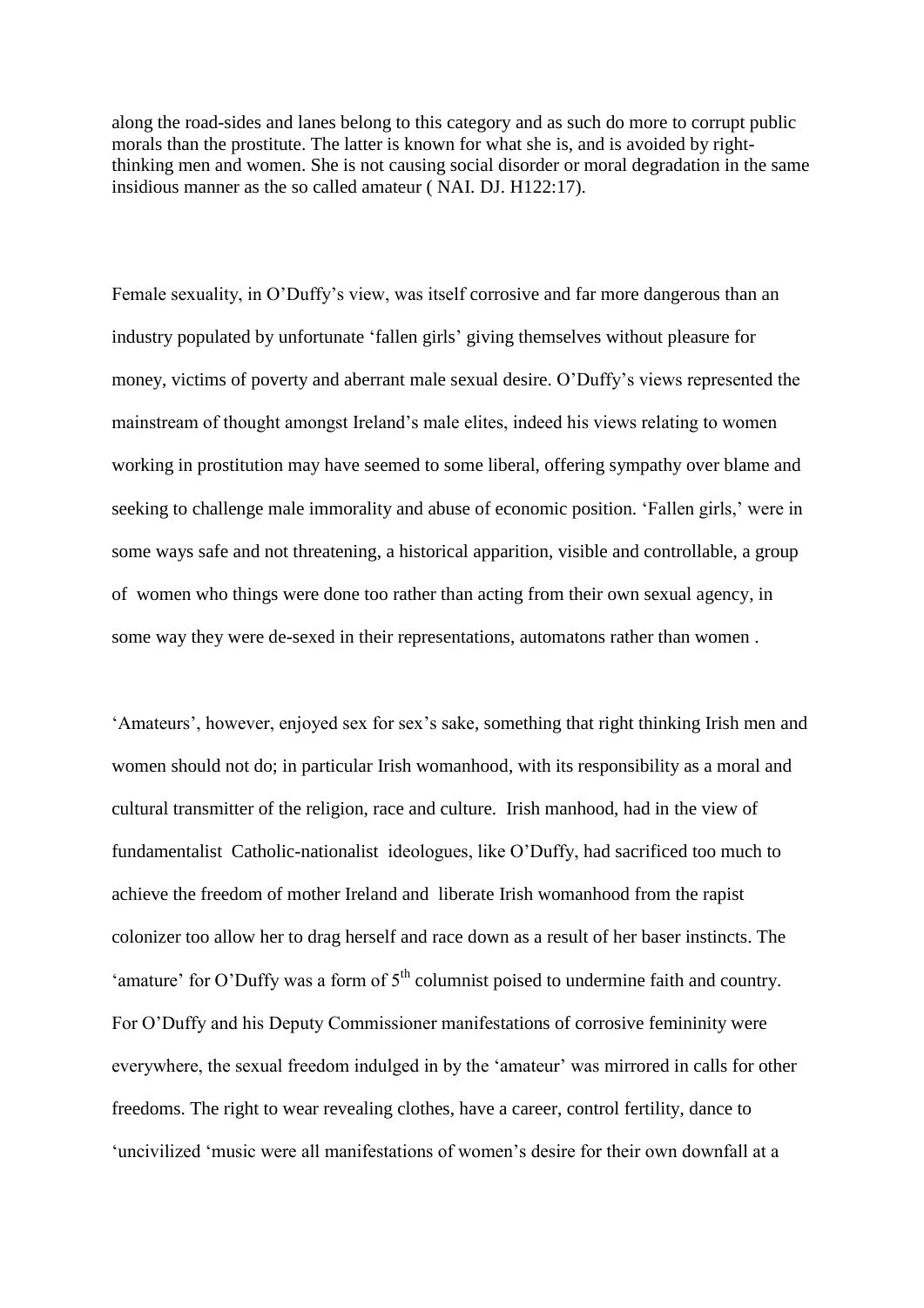along the road-sides and lanes belong to this category and as such do more to corrupt public morals than the prostitute. The latter is known for what she is, and is avoided by right-thinking men and women. She is not causing social disorder or moral degradation in the same insidious manner as the so called amateur ( NAI. DJ. H122:17).

Female sexuality, in O'Duffy's view, was itself corrosive and far more dangerous than an industry populated by unfortunate 'fallen girls' giving themselves without pleasure for money, victims of poverty and aberrant male sexual desire. O'Duffy's views represented the mainstream of thought amongst Ireland's male elites, indeed his views relating to women working in prostitution may have seemed to some liberal, offering sympathy over blame and seeking to challenge male immorality and abuse of economic position. 'Fallen girls,' were in some ways safe and not threatening, a historical apparition, visible and controllable, a group of women who things were done too rather than acting from their own sexual agency, in some way they were de-sexed in their representations, automatons rather than women .

'Amateurs', however, enjoyed sex for sex's sake, something that right thinking Irish men and women should not do; in particular Irish womanhood, with its responsibility as a moral and cultural transmitter of the religion, race and culture. Irish manhood, had in the view of fundamentalist Catholic-nationalist ideologues, like O'Duffy, had sacrificed too much to achieve the freedom of mother Ireland and liberate Irish womanhood from the rapist colonizer too allow her to drag herself and race down as a result of her baser instincts. The 'amature' for O'Duffy was a form of 5th columnist poised to undermine faith and country. For O'Duffy and his Deputy Commissioner manifestations of corrosive femininity were everywhere, the sexual freedom indulged in by the 'amateur' was mirrored in calls for other freedoms. The right to wear revealing clothes, have a career, control fertility, dance to 'uncivilized 'music were all manifestations of women's desire for their own downfall at a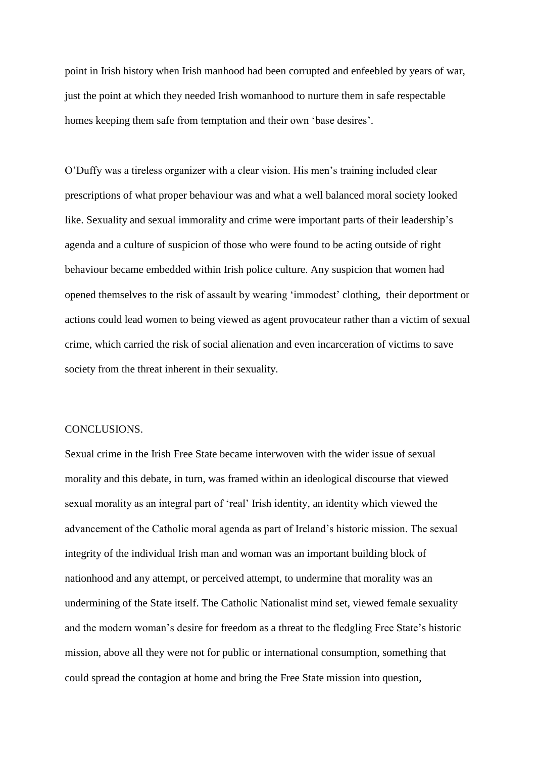point in Irish history when Irish manhood had been corrupted and enfeebled by years of war, just the point at which they needed Irish womanhood to nurture them in safe respectable homes keeping them safe from temptation and their own 'base desires'.

O'Duffy was a tireless organizer with a clear vision. His men's training included clear prescriptions of what proper behaviour was and what a well balanced moral society looked like. Sexuality and sexual immorality and crime were important parts of their leadership's agenda and a culture of suspicion of those who were found to be acting outside of right behaviour became embedded within Irish police culture. Any suspicion that women had opened themselves to the risk of assault by wearing 'immodest' clothing, their deportment or actions could lead women to being viewed as agent provocateur rather than a victim of sexual crime, which carried the risk of social alienation and even incarceration of victims to save society from the threat inherent in their sexuality.

## CONCLUSIONS.

Sexual crime in the Irish Free State became interwoven with the wider issue of sexual morality and this debate, in turn, was framed within an ideological discourse that viewed sexual morality as an integral part of 'real' Irish identity, an identity which viewed the advancement of the Catholic moral agenda as part of Ireland's historic mission. The sexual integrity of the individual Irish man and woman was an important building block of nationhood and any attempt, or perceived attempt, to undermine that morality was an undermining of the State itself. The Catholic Nationalist mind set, viewed female sexuality and the modern woman's desire for freedom as a threat to the fledgling Free State's historic mission, above all they were not for public or international consumption, something that could spread the contagion at home and bring the Free State mission into question,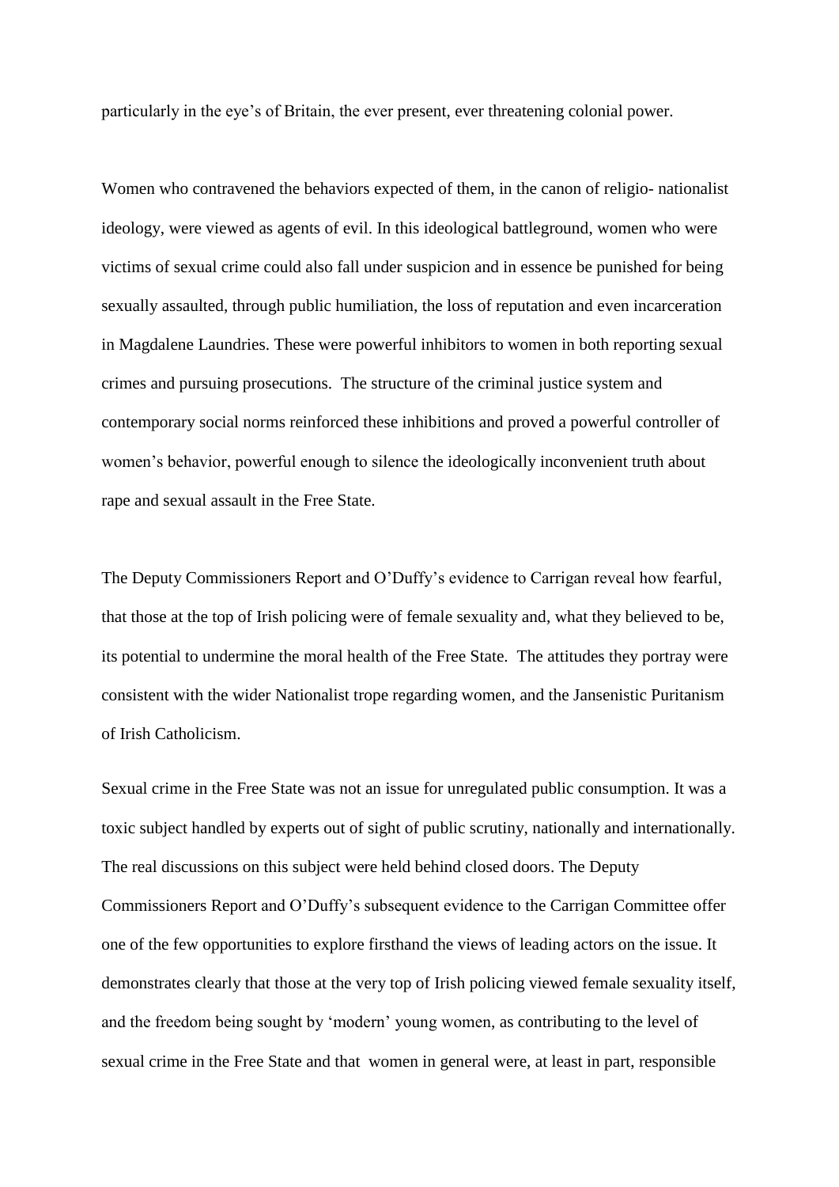particularly in the eye's of Britain, the ever present, ever threatening colonial power.

Women who contravened the behaviors expected of them, in the canon of religio- nationalist ideology, were viewed as agents of evil. In this ideological battleground, women who were victims of sexual crime could also fall under suspicion and in essence be punished for being sexually assaulted, through public humiliation, the loss of reputation and even incarceration in Magdalene Laundries. These were powerful inhibitors to women in both reporting sexual crimes and pursuing prosecutions. The structure of the criminal justice system and contemporary social norms reinforced these inhibitions and proved a powerful controller of women's behavior, powerful enough to silence the ideologically inconvenient truth about rape and sexual assault in the Free State.

The Deputy Commissioners Report and O'Duffy's evidence to Carrigan reveal how fearful, that those at the top of Irish policing were of female sexuality and, what they believed to be, its potential to undermine the moral health of the Free State. The attitudes they portray were consistent with the wider Nationalist trope regarding women, and the Jansenistic Puritanism of Irish Catholicism.

Sexual crime in the Free State was not an issue for unregulated public consumption. It was a toxic subject handled by experts out of sight of public scrutiny, nationally and internationally. The real discussions on this subject were held behind closed doors. The Deputy Commissioners Report and O'Duffy's subsequent evidence to the Carrigan Committee offer one of the few opportunities to explore firsthand the views of leading actors on the issue. It demonstrates clearly that those at the very top of Irish policing viewed female sexuality itself, and the freedom being sought by 'modern' young women, as contributing to the level of sexual crime in the Free State and that women in general were, at least in part, responsible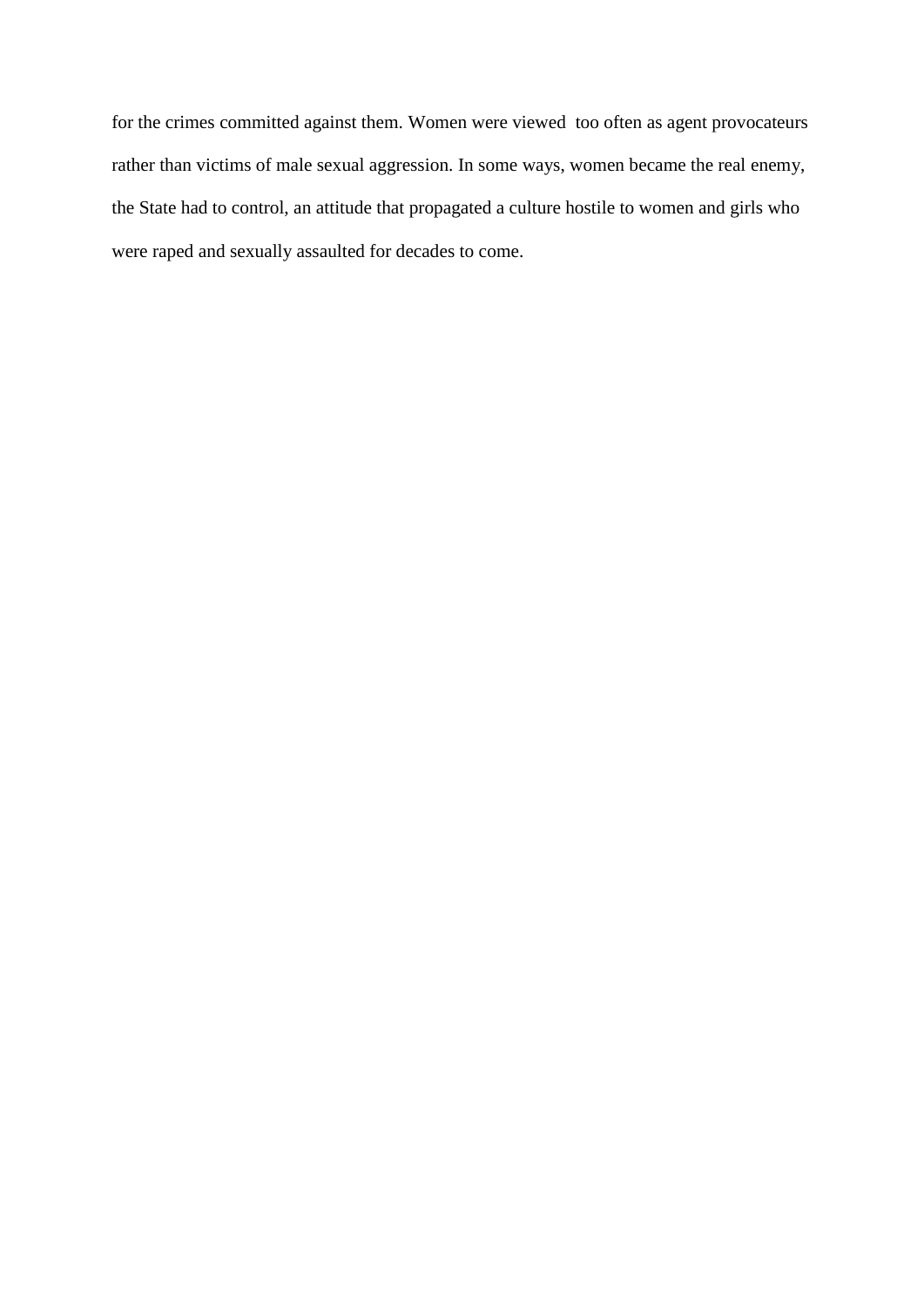for the crimes committed against them. Women were viewed too often as agent provocateurs rather than victims of male sexual aggression. In some ways, women became the real enemy, the State had to control, an attitude that propagated a culture hostile to women and girls who were raped and sexually assaulted for decades to come.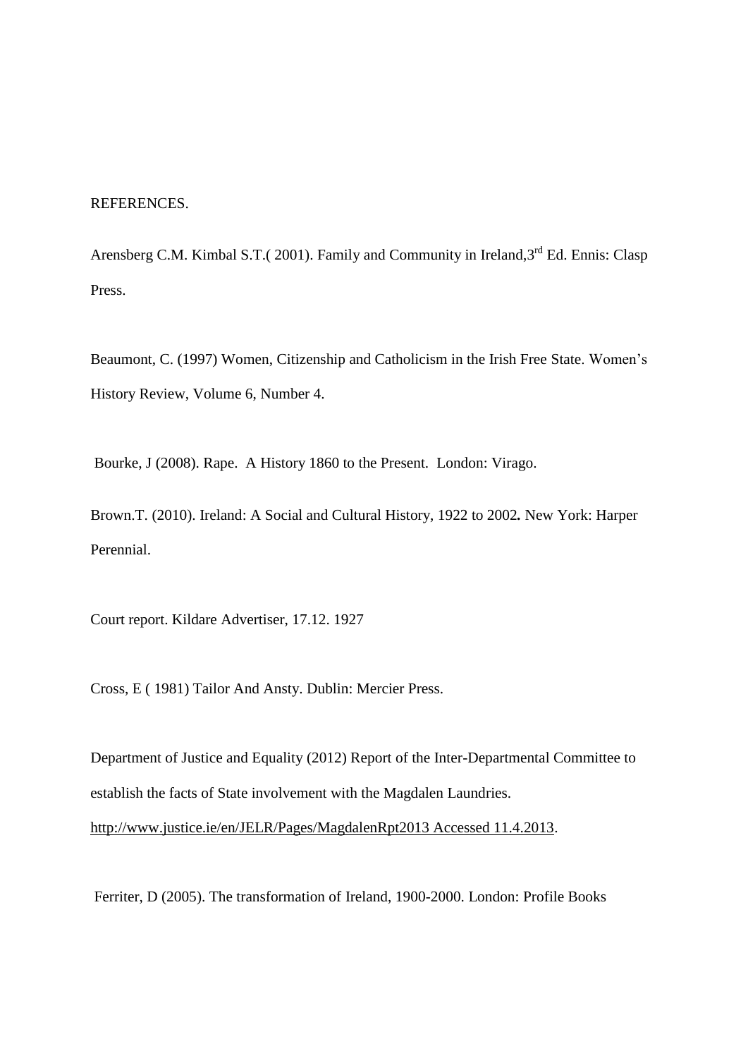REFERENCES.

Arensberg C.M. Kimbal S.T.( 2001). Family and Community in Ireland,3rd Ed. Ennis: Clasp Press.

Beaumont, C. (1997) Women, Citizenship and Catholicism in the Irish Free State. Women's History Review, Volume 6, Number 4.

Bourke, J (2008). Rape. A History 1860 to the Present. London: Virago.

Brown.T. (2010). Ireland: A Social and Cultural History, 1922 to 2002**.** New York: Harper Perennial.

Court report. Kildare Advertiser, 17.12. 1927

Cross, E ( 1981) Tailor And Ansty. Dublin: Mercier Press.

Department of Justice and Equality (2012) Report of the Inter-Departmental Committee to establish the facts of State involvement with the Magdalen Laundries. http://www.justice.ie/en/JELR/Pages/MagdalenRpt2013 Accessed 11.4.2013.

Ferriter, D (2005). The transformation of Ireland, 1900-2000. London: Profile Books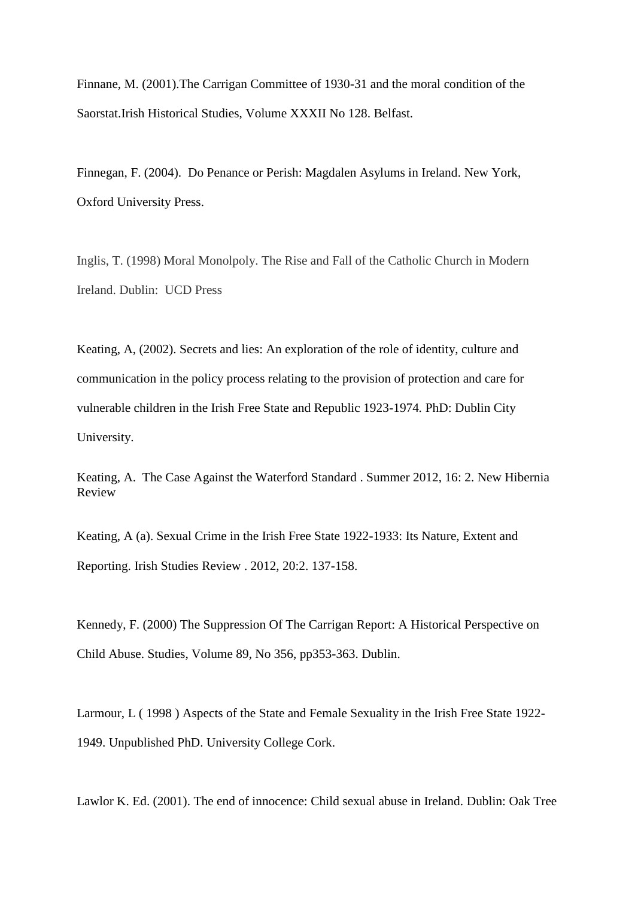Finnane, M. (2001).The Carrigan Committee of 1930-31 and the moral condition of the Saorstat.Irish Historical Studies, Volume XXXII No 128. Belfast.

Finnegan, F. (2004). Do Penance or Perish: Magdalen Asylums in Ireland. New York, Oxford University Press.

Inglis, T. (1998) Moral Monolpoly. The Rise and Fall of the Catholic Church in Modern Ireland. Dublin: UCD Press

Keating, A, (2002). Secrets and lies: An exploration of the role of identity, culture and communication in the policy process relating to the provision of protection and care for vulnerable children in the Irish Free State and Republic 1923-1974. PhD: Dublin City University.

Keating, A. The Case Against the Waterford Standard . Summer 2012, 16: 2. New Hibernia Review

Keating, A (a). Sexual Crime in the Irish Free State 1922-1933: Its Nature, Extent and Reporting. Irish Studies Review . 2012, 20:2. 137-158.

Kennedy, F. (2000) The Suppression Of The Carrigan Report: A Historical Perspective on Child Abuse. Studies, Volume 89, No 356, pp353-363. Dublin.

Larmour, L ( 1998 ) Aspects of the State and Female Sexuality in the Irish Free State 1922-1949. Unpublished PhD. University College Cork.

Lawlor K. Ed. (2001). The end of innocence: Child sexual abuse in Ireland. Dublin: Oak Tree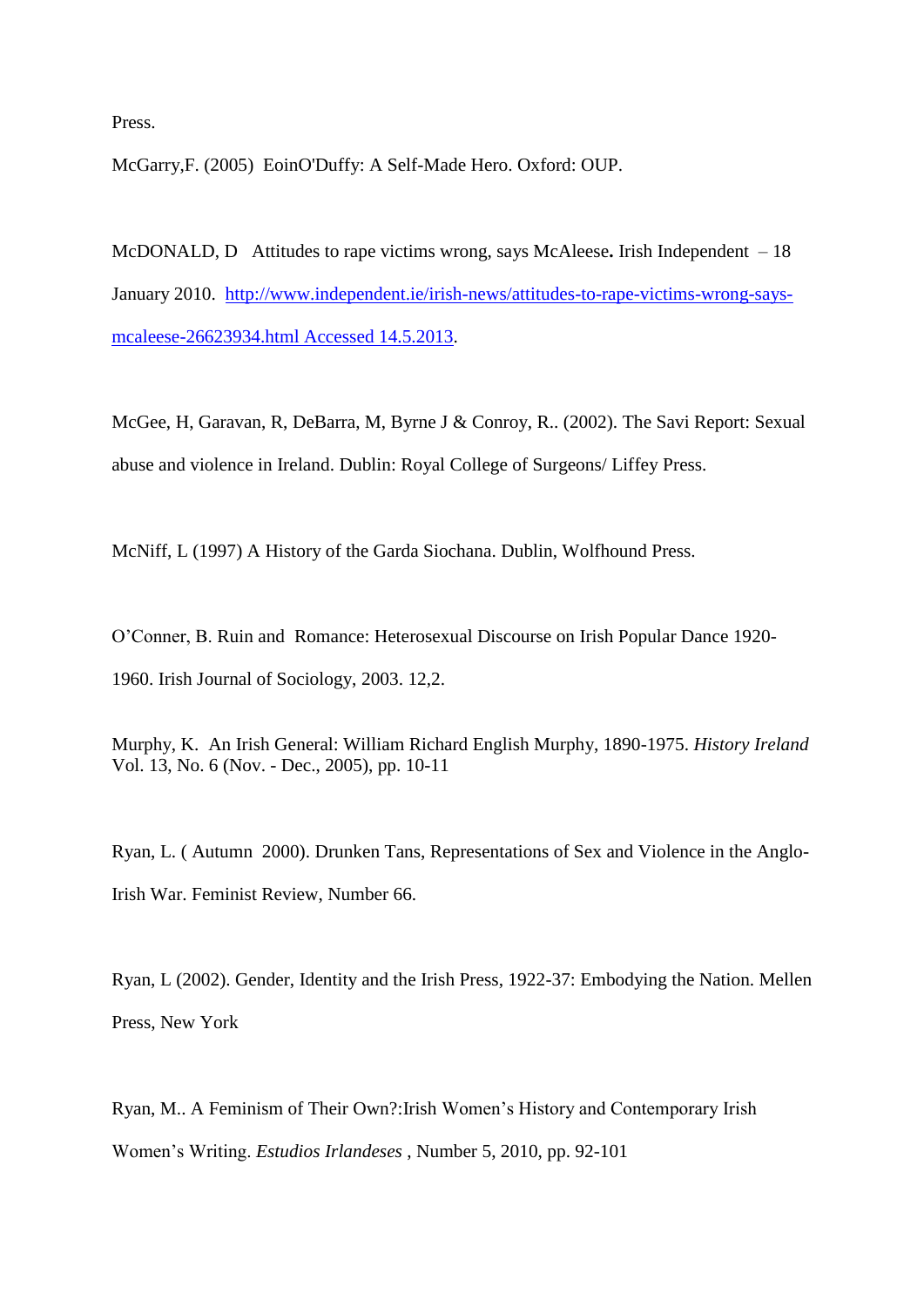Press.

McGarry,F. (2005) EoinO'Duffy: A Self-Made Hero. Oxford: OUP.

McDONALD, D Attitudes to rape victims wrong, says McAleese**.** Irish Independent – 18 January 2010. [http://www.independent.ie/irish-news/attitudes-to-rape-victims-wrong-says-mcaleese-26623934.html Accessed 14.5.2013](http://www.independent.ie/irish-news/attitudes-to-rape-victims-wrong-says-mcaleese-26623934.html).

McGee, H, Garavan, R, DeBarra, M, Byrne J & Conroy, R.. (2002). The Savi Report: Sexual abuse and violence in Ireland. Dublin: Royal College of Surgeons/ Liffey Press.

McNiff, L (1997) A History of the Garda Siochana. Dublin, Wolfhound Press.

O'Conner, B. Ruin and Romance: Heterosexual Discourse on Irish Popular Dance 1920-1960. Irish Journal of Sociology, 2003. 12,2.

Murphy, K. An Irish General: William Richard English Murphy, 1890-1975. *History Ireland* Vol. 13, No. 6 (Nov. - Dec., 2005), pp. 10-11

Ryan, L. ( Autumn 2000). Drunken Tans, Representations of Sex and Violence in the Anglo-Irish War. Feminist Review, Number 66.

Ryan, L (2002). Gender, Identity and the Irish Press, 1922-37: Embodying the Nation. Mellen Press, New York

Ryan, M.. A Feminism of Their Own?:Irish Women's History and Contemporary Irish Women's Writing. *Estudios Irlandeses* , Number 5, 2010, pp. 92-101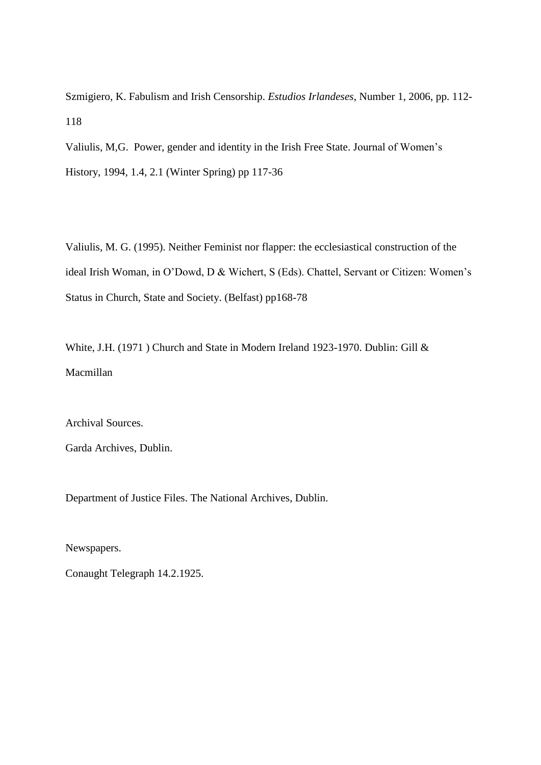Szmigiero, K. Fabulism and Irish Censorship. *Estudios Irlandeses*, Number 1, 2006, pp. 112-118

Valiulis, M,G. Power, gender and identity in the Irish Free State. Journal of Women's History, 1994, 1.4, 2.1 (Winter Spring) pp 117-36

Valiulis, M. G. (1995). Neither Feminist nor flapper: the ecclesiastical construction of the ideal Irish Woman, in O'Dowd, D & Wichert, S (Eds). Chattel, Servant or Citizen: Women's Status in Church, State and Society. (Belfast) pp168-78

White, J.H. (1971 ) Church and State in Modern Ireland 1923-1970. Dublin: Gill & Macmillan

Archival Sources.

Garda Archives, Dublin.

Department of Justice Files. The National Archives, Dublin.

Newspapers.

Conaught Telegraph 14.2.1925.